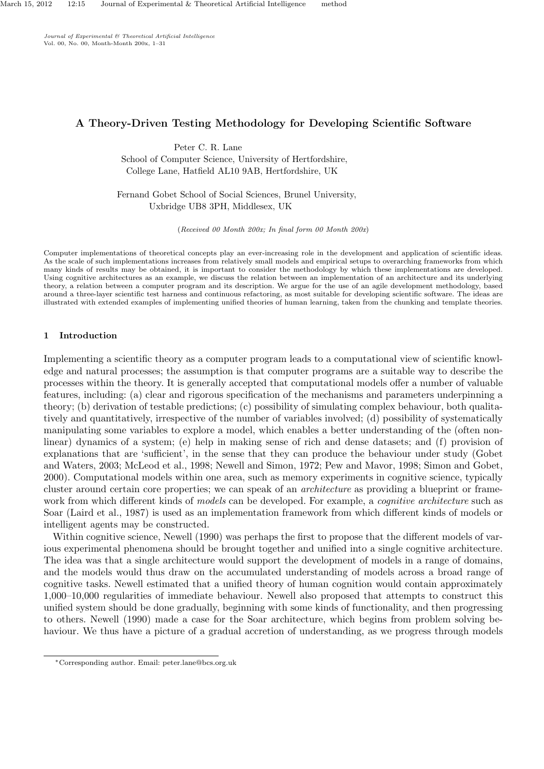# A Theory-Driven Testing Methodology for Developing Scientific Software

Peter C. R. Lane
School of Computer Science, University of Hertfordshire,
College Lane, Hatfield AL10 9AB, Hertfordshire, UK

Fernand Gobet School of Social Sciences, Brunel University,
Uxbridge UB8 3PH, Middlesex, UK

(*Received 00 Month 200x; In final form 00 Month 200x*)

Computer implementations of theoretical concepts play an ever-increasing role in the development and application of scientific ideas. As the scale of such implementations increases from relatively small models and empirical setups to overarching frameworks from which many kinds of results may be obtained, it is important to consider the methodology by which these implementations are developed. Using cognitive architectures as an example, we discuss the relation between an implementation of an architecture and its underlying theory, a relation between a computer program and its description. We argue for the use of an agile development methodology, based around a three-layer scientific test harness and continuous refactoring, as most suitable for developing scientific software. The ideas are illustrated with extended examples of implementing unified theories of human learning, taken from the chunking and template theories.

## 1 Introduction

Implementing a scientific theory as a computer program leads to a computational view of scientific knowledge and natural processes; the assumption is that computer programs are a suitable way to describe the processes within the theory. It is generally accepted that computational models offer a number of valuable features, including: (a) clear and rigorous specification of the mechanisms and parameters underpinning a theory; (b) derivation of testable predictions; (c) possibility of simulating complex behaviour, both qualitatively and quantitatively, irrespective of the number of variables involved; (d) possibility of systematically manipulating some variables to explore a model, which enables a better understanding of the (often non-linear) dynamics of a system; (e) help in making sense of rich and dense datasets; and (f) provision of explanations that are 'sufficient', in the sense that they can produce the behaviour under study (Gobet and Waters, 2003; McLeod et al., 1998; Newell and Simon, 1972; Pew and Mavor, 1998; Simon and Gobet, 2000). Computational models within one area, such as memory experiments in cognitive science, typically cluster around certain core properties; we can speak of an *architecture* as providing a blueprint or framework from which different kinds of *models* can be developed. For example, a *cognitive architecture* such as Soar (Laird et al., 1987) is used as an implementation framework from which different kinds of models or intelligent agents may be constructed.

Within cognitive science, Newell (1990) was perhaps the first to propose that the different models of various experimental phenomena should be brought together and unified into a single cognitive architecture. The idea was that a single architecture would support the development of models in a range of domains, and the models would thus draw on the accumulated understanding of models across a broad range of cognitive tasks. Newell estimated that a unified theory of human cognition would contain approximately 1,000–10,000 regularities of immediate behaviour. Newell also proposed that attempts to construct this unified system should be done gradually, beginning with some kinds of functionality, and then progressing to others. Newell (1990) made a case for the Soar architecture, which begins from problem solving behaviour. We thus have a picture of a gradual accretion of understanding, as we progress through models

*Corresponding author. Email: peter.lane@bcs.org.uk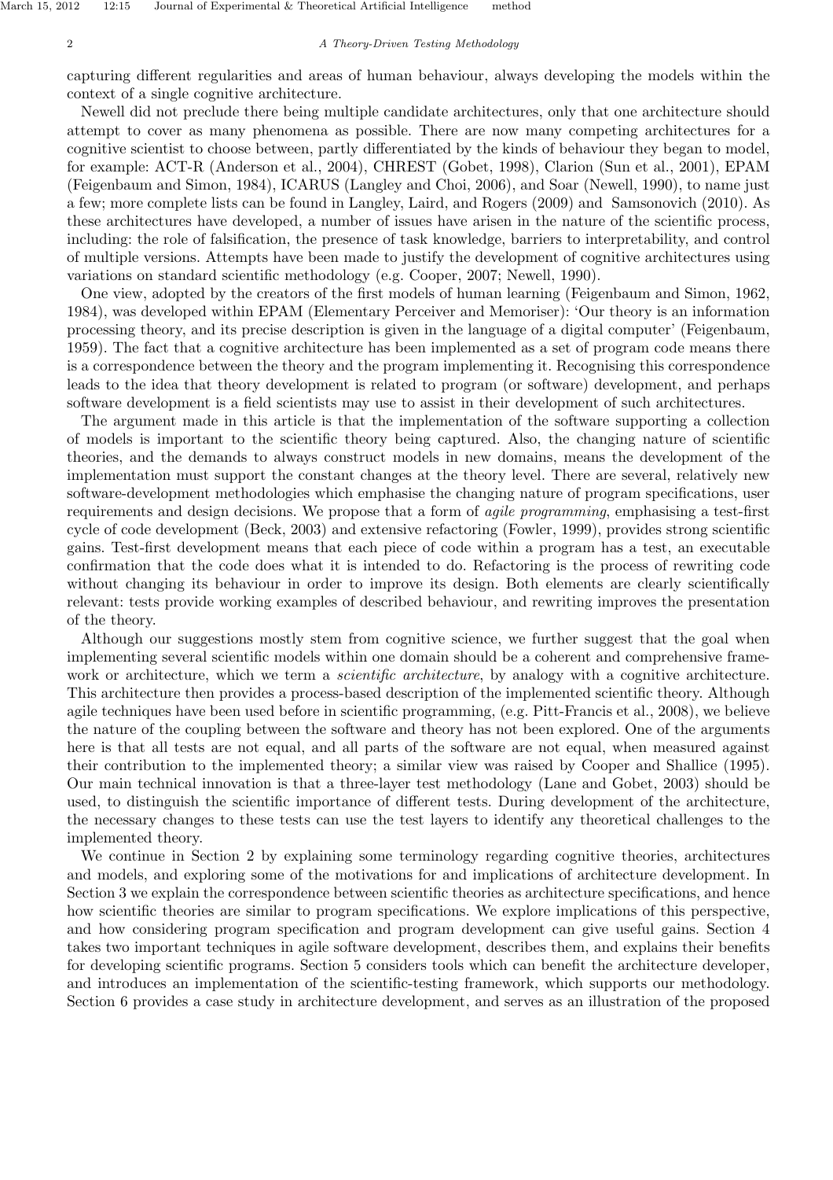capturing different regularities and areas of human behaviour, always developing the models within the context of a single cognitive architecture.

Newell did not preclude there being multiple candidate architectures, only that one architecture should attempt to cover as many phenomena as possible. There are now many competing architectures for a cognitive scientist to choose between, partly differentiated by the kinds of behaviour they began to model, for example: ACT-R (Anderson et al., 2004), CHREST (Gobet, 1998), Clarion (Sun et al., 2001), EPAM (Feigenbaum and Simon, 1984), ICARUS (Langley and Choi, 2006), and Soar (Newell, 1990), to name just a few; more complete lists can be found in Langley, Laird, and Rogers (2009) and Samsonovich (2010). As these architectures have developed, a number of issues have arisen in the nature of the scientific process, including: the role of falsification, the presence of task knowledge, barriers to interpretability, and control of multiple versions. Attempts have been made to justify the development of cognitive architectures using variations on standard scientific methodology (e.g. Cooper, 2007; Newell, 1990).

One view, adopted by the creators of the first models of human learning (Feigenbaum and Simon, 1962, 1984), was developed within EPAM (Elementary Perceiver and Memoriser): 'Our theory is an information processing theory, and its precise description is given in the language of a digital computer' (Feigenbaum, 1959). The fact that a cognitive architecture has been implemented as a set of program code means there is a correspondence between the theory and the program implementing it. Recognising this correspondence leads to the idea that theory development is related to program (or software) development, and perhaps software development is a field scientists may use to assist in their development of such architectures.

The argument made in this article is that the implementation of the software supporting a collection of models is important to the scientific theory being captured. Also, the changing nature of scientific theories, and the demands to always construct models in new domains, means the development of the implementation must support the constant changes at the theory level. There are several, relatively new software-development methodologies which emphasise the changing nature of program specifications, user requirements and design decisions. We propose that a form of *agile programming*, emphasising a test-first cycle of code development (Beck, 2003) and extensive refactoring (Fowler, 1999), provides strong scientific gains. Test-first development means that each piece of code within a program has a test, an executable confirmation that the code does what it is intended to do. Refactoring is the process of rewriting code without changing its behaviour in order to improve its design. Both elements are clearly scientifically relevant: tests provide working examples of described behaviour, and rewriting improves the presentation of the theory.

Although our suggestions mostly stem from cognitive science, we further suggest that the goal when implementing several scientific models within one domain should be a coherent and comprehensive framework or architecture, which we term a *scientific architecture*, by analogy with a cognitive architecture. This architecture then provides a process-based description of the implemented scientific theory. Although agile techniques have been used before in scientific programming, (e.g. Pitt-Francis et al., 2008), we believe the nature of the coupling between the software and theory has not been explored. One of the arguments here is that all tests are not equal, and all parts of the software are not equal, when measured against their contribution to the implemented theory; a similar view was raised by Cooper and Shallice (1995). Our main technical innovation is that a three-layer test methodology (Lane and Gobet, 2003) should be used, to distinguish the scientific importance of different tests. During development of the architecture, the necessary changes to these tests can use the test layers to identify any theoretical challenges to the implemented theory.

We continue in Section 2 by explaining some terminology regarding cognitive theories, architectures and models, and exploring some of the motivations for and implications of architecture development. In Section 3 we explain the correspondence between scientific theories as architecture specifications, and hence how scientific theories are similar to program specifications. We explore implications of this perspective, and how considering program specification and program development can give useful gains. Section 4 takes two important techniques in agile software development, describes them, and explains their benefits for developing scientific programs. Section 5 considers tools which can benefit the architecture developer, and introduces an implementation of the scientific-testing framework, which supports our methodology. Section 6 provides a case study in architecture development, and serves as an illustration of the proposed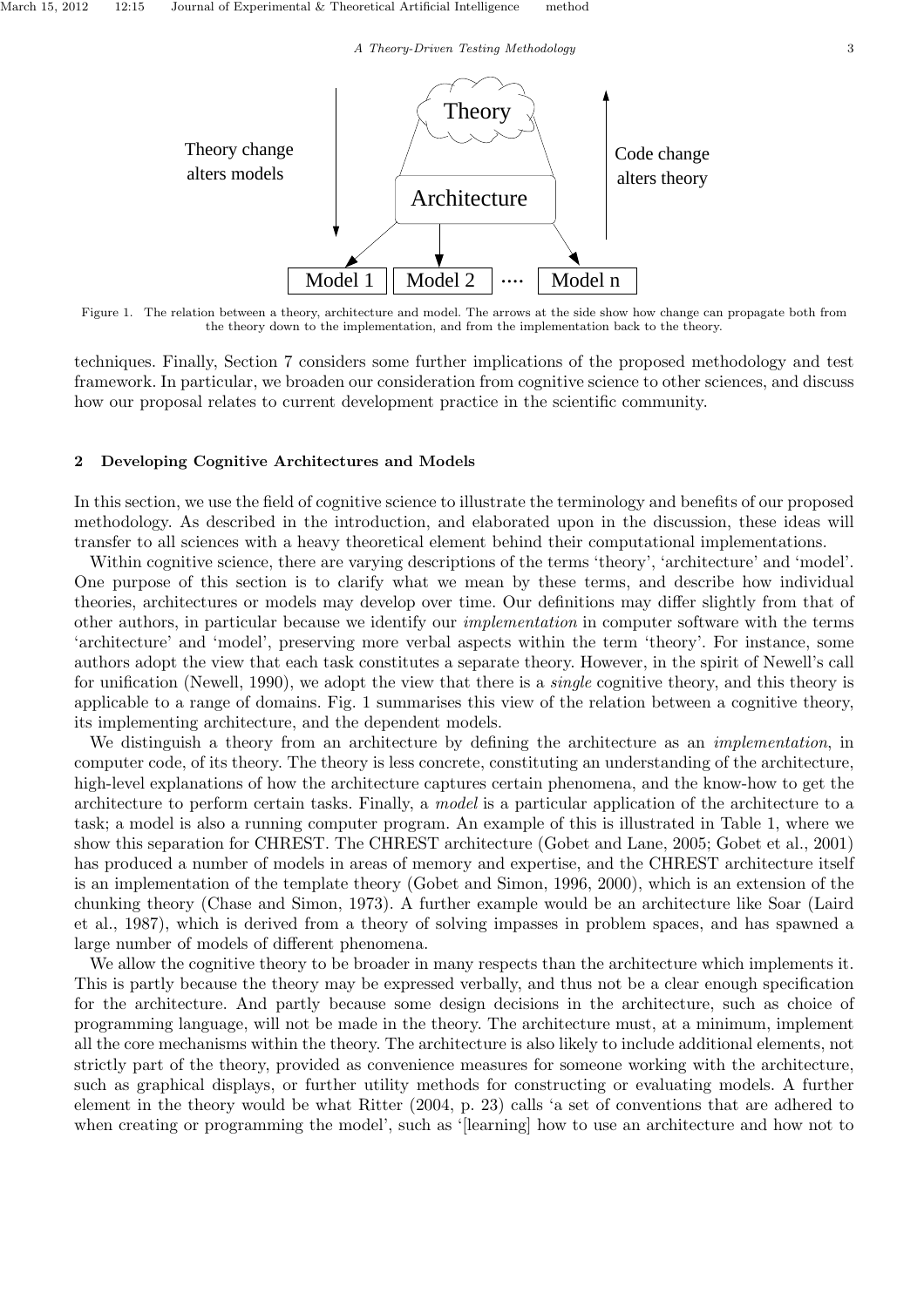Theory

Theory change alters models

Code change alters theory

Architecture

Model 1

Model 2

....

Model n

Figure 1. The relation between a theory, architecture and model. The arrows at the side show how change can propagate both from the theory down to the implementation, and from the implementation back to the theory.

techniques. Finally, Section 7 considers some further implications of the proposed methodology and test framework. In particular, we broaden our consideration from cognitive science to other sciences, and discuss how our proposal relates to current development practice in the scientific community.

## 2 Developing Cognitive Architectures and Models

In this section, we use the field of cognitive science to illustrate the terminology and benefits of our proposed methodology. As described in the introduction, and elaborated upon in the discussion, these ideas will transfer to all sciences with a heavy theoretical element behind their computational implementations.

Within cognitive science, there are varying descriptions of the terms 'theory', 'architecture' and 'model'. One purpose of this section is to clarify what we mean by these terms, and describe how individual theories, architectures or models may develop over time. Our definitions may differ slightly from that of other authors, in particular because we identify our *implementation* in computer software with the terms 'architecture' and 'model', preserving more verbal aspects within the term 'theory'. For instance, some authors adopt the view that each task constitutes a separate theory. However, in the spirit of Newell's call for unification (Newell, 1990), we adopt the view that there is a *single* cognitive theory, and this theory is applicable to a range of domains. Fig. 1 summarises this view of the relation between a cognitive theory, its implementing architecture, and the dependent models.

We distinguish a theory from an architecture by defining the architecture as an *implementation*, in computer code, of its theory. The theory is less concrete, constituting an understanding of the architecture, high-level explanations of how the architecture captures certain phenomena, and the know-how to get the architecture to perform certain tasks. Finally, a *model* is a particular application of the architecture to a task; a model is also a running computer program. An example of this is illustrated in Table 1, where we show this separation for CHREST. The CHREST architecture (Gobet and Lane, 2005; Gobet et al., 2001) has produced a number of models in areas of memory and expertise, and the CHREST architecture itself is an implementation of the template theory (Gobet and Simon, 1996, 2000), which is an extension of the chunking theory (Chase and Simon, 1973). A further example would be an architecture like Soar (Laird et al., 1987), which is derived from a theory of solving impasses in problem spaces, and has spawned a large number of models of different phenomena.

We allow the cognitive theory to be broader in many respects than the architecture which implements it. This is partly because the theory may be expressed verbally, and thus not be a clear enough specification for the architecture. And partly because some design decisions in the architecture, such as choice of programming language, will not be made in the theory. The architecture must, at a minimum, implement all the core mechanisms within the theory. The architecture is also likely to include additional elements, not strictly part of the theory, provided as convenience measures for someone working with the architecture, such as graphical displays, or further utility methods for constructing or evaluating models. A further element in the theory would be what Ritter (2004, p. 23) calls 'a set of conventions that are adhered to when creating or programming the model', such as '[learning] how to use an architecture and how not to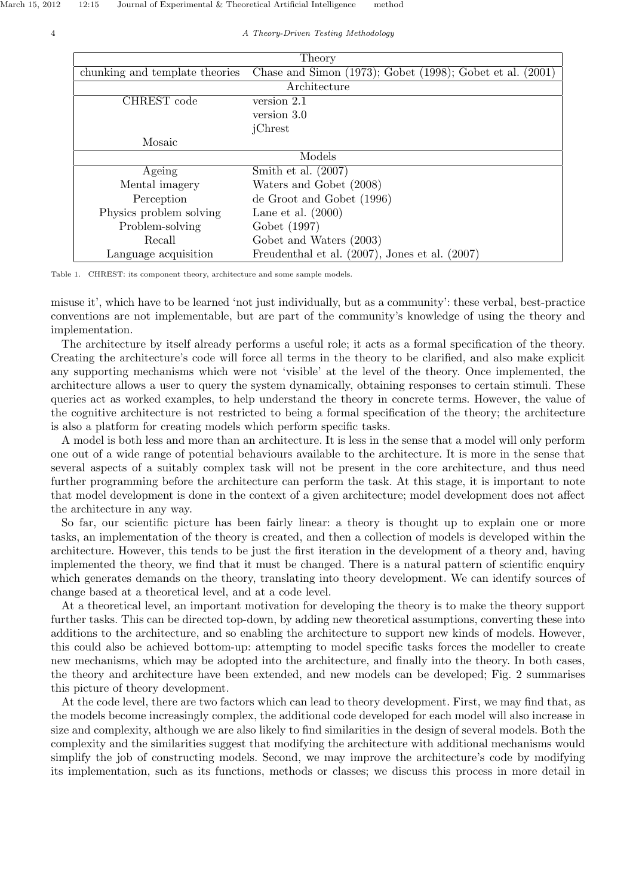| Theory | |
|---|---|
| chunking and template theories | Chase and Simon (1973); Gobet (1998); Gobet et al. (2001) |
| **Architecture** | |
| CHREST code | version 2.1 |
| | version 3.0 |
| | jChrest |
| Mosaic | |
| **Models** | |
| Ageing | Smith et al. (2007) |
| Mental imagery | Waters and Gobet (2008) |
| Perception | de Groot and Gobet (1996) |
| Physics problem solving | Lane et al. (2000) |
| Problem-solving | Gobet (1997) |
| Recall | Gobet and Waters (2003) |
| Language acquisition | Freudenthal et al. (2007), Jones et al. (2007) |

Table 1. CHREST: its component theory, architecture and some sample models.

misuse it', which have to be learned 'not just individually, but as a community': these verbal, best-practice conventions are not implementable, but are part of the community's knowledge of using the theory and implementation.

The architecture by itself already performs a useful role; it acts as a formal specification of the theory. Creating the architecture's code will force all terms in the theory to be clarified, and also make explicit any supporting mechanisms which were not 'visible' at the level of the theory. Once implemented, the architecture allows a user to query the system dynamically, obtaining responses to certain stimuli. These queries act as worked examples, to help understand the theory in concrete terms. However, the value of the cognitive architecture is not restricted to being a formal specification of the theory; the architecture is also a platform for creating models which perform specific tasks.

A model is both less and more than an architecture. It is less in the sense that a model will only perform one out of a wide range of potential behaviours available to the architecture. It is more in the sense that several aspects of a suitably complex task will not be present in the core architecture, and thus need further programming before the architecture can perform the task. At this stage, it is important to note that model development is done in the context of a given architecture; model development does not affect the architecture in any way.

So far, our scientific picture has been fairly linear: a theory is thought up to explain one or more tasks, an implementation of the theory is created, and then a collection of models is developed within the architecture. However, this tends to be just the first iteration in the development of a theory and, having implemented the theory, we find that it must be changed. There is a natural pattern of scientific enquiry which generates demands on the theory, translating into theory development. We can identify sources of change based at a theoretical level, and at a code level.

At a theoretical level, an important motivation for developing the theory is to make the theory support further tasks. This can be directed top-down, by adding new theoretical assumptions, converting these into additions to the architecture, and so enabling the architecture to support new kinds of models. However, this could also be achieved bottom-up: attempting to model specific tasks forces the modeller to create new mechanisms, which may be adopted into the architecture, and finally into the theory. In both cases, the theory and architecture have been extended, and new models can be developed; Fig. 2 summarises this picture of theory development.

At the code level, there are two factors which can lead to theory development. First, we may find that, as the models become increasingly complex, the additional code developed for each model will also increase in size and complexity, although we are also likely to find similarities in the design of several models. Both the complexity and the similarities suggest that modifying the architecture with additional mechanisms would simplify the job of constructing models. Second, we may improve the architecture's code by modifying its implementation, such as its functions, methods or classes; we discuss this process in more detail in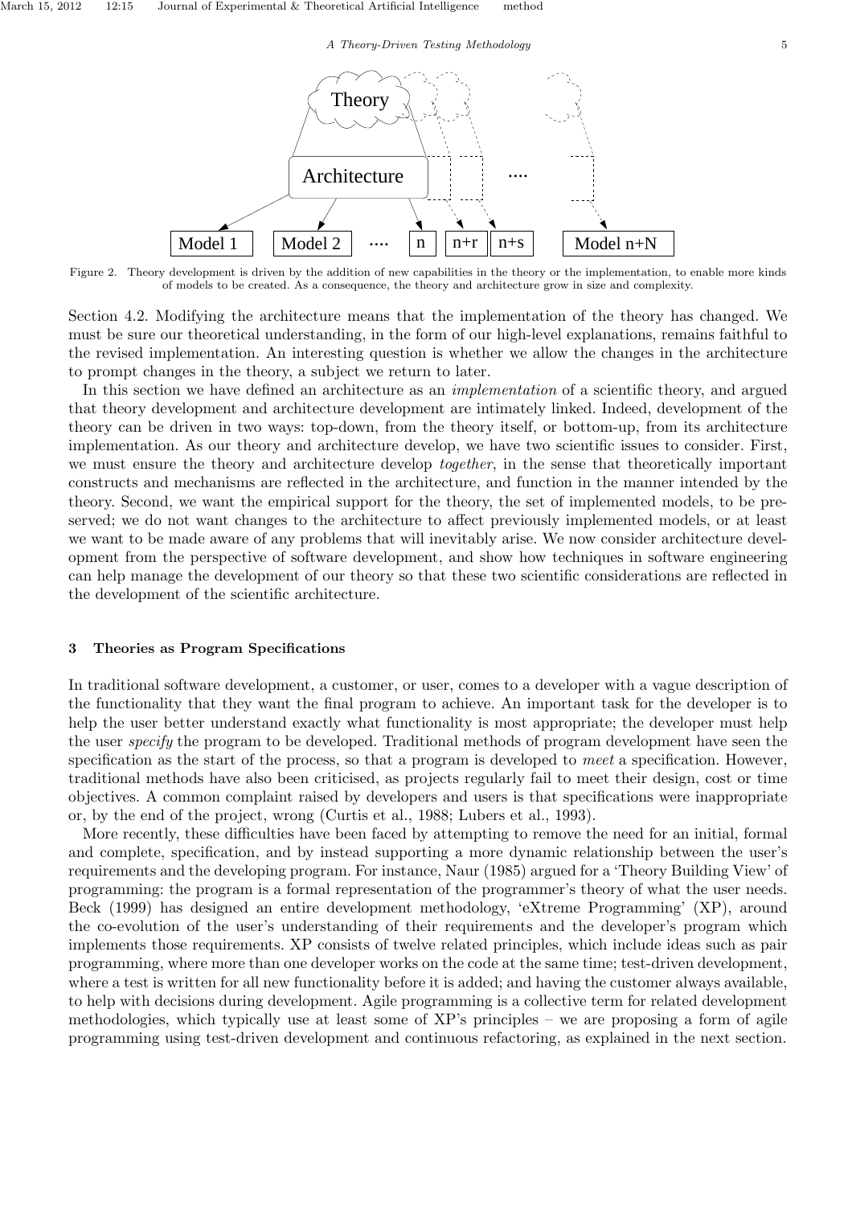Figure 2. Theory development is driven by the addition of new capabilities in the theory or the implementation, to enable more kinds of models to be created. As a consequence, the theory and architecture grow in size and complexity.

Section 4.2. Modifying the architecture means that the implementation of the theory has changed. We must be sure our theoretical understanding, in the form of our high-level explanations, remains faithful to the revised implementation. An interesting question is whether we allow the changes in the architecture to prompt changes in the theory, a subject we return to later.

In this section we have defined an architecture as an *implementation* of a scientific theory, and argued that theory development and architecture development are intimately linked. Indeed, development of the theory can be driven in two ways: top-down, from the theory itself, or bottom-up, from its architecture implementation. As our theory and architecture develop, we have two scientific issues to consider. First, we must ensure the theory and architecture develop *together*, in the sense that theoretically important constructs and mechanisms are reflected in the architecture, and function in the manner intended by the theory. Second, we want the empirical support for the theory, the set of implemented models, to be preserved; we do not want changes to the architecture to affect previously implemented models, or at least we want to be made aware of any problems that will inevitably arise. We now consider architecture development from the perspective of software development, and show how techniques in software engineering can help manage the development of our theory so that these two scientific considerations are reflected in the development of the scientific architecture.

### 3 Theories as Program Specifications

In traditional software development, a customer, or user, comes to a developer with a vague description of the functionality that they want the final program to achieve. An important task for the developer is to help the user better understand exactly what functionality is most appropriate; the developer must help the user *specify* the program to be developed. Traditional methods of program development have seen the specification as the start of the process, so that a program is developed to *meet* a specification. However, traditional methods have also been criticised, as projects regularly fail to meet their design, cost or time objectives. A common complaint raised by developers and users is that specifications were inappropriate or, by the end of the project, wrong (Curtis et al., 1988; Lubers et al., 1993).

More recently, these difficulties have been faced by attempting to remove the need for an initial, formal and complete, specification, and by instead supporting a more dynamic relationship between the user's requirements and the developing program. For instance, Naur (1985) argued for a 'Theory Building View' of programming: the program is a formal representation of the programmer's theory of what the user needs. Beck (1999) has designed an entire development methodology, 'eXtreme Programming' (XP), around the co-evolution of the user's understanding of their requirements and the developer's program which implements those requirements. XP consists of twelve related principles, which include ideas such as pair programming, where more than one developer works on the code at the same time; test-driven development, where a test is written for all new functionality before it is added; and having the customer always available, to help with decisions during development. Agile programming is a collective term for related development methodologies, which typically use at least some of XP's principles – we are proposing a form of agile programming using test-driven development and continuous refactoring, as explained in the next section.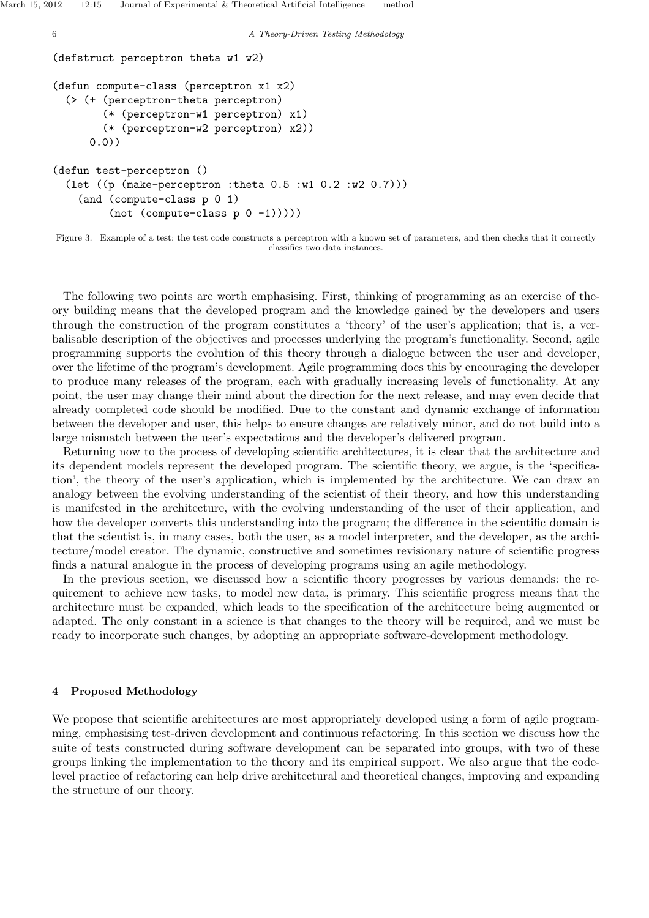```
(defstruct perceptron theta w1 w2)

(defun compute-class (perceptron x1 x2)
  (> (+ (perceptron-theta perceptron)
        (* (perceptron-w1 perceptron) x1)
        (* (perceptron-w2 perceptron) x2))
     0.0))

(defun test-perceptron ()
  (let ((p (make-perceptron :theta 0.5 :w1 0.2 :w2 0.7)))
    (and (compute-class p 0 1)
         (not (compute-class p 0 -1)))))
```

Figure 3. Example of a test: the test code constructs a perceptron with a known set of parameters, and then checks that it correctly classifies two data instances.

The following two points are worth emphasising. First, thinking of programming as an exercise of theory building means that the developed program and the knowledge gained by the developers and users through the construction of the program constitutes a 'theory' of the user's application; that is, a verbalisable description of the objectives and processes underlying the program's functionality. Second, agile programming supports the evolution of this theory through a dialogue between the user and developer, over the lifetime of the program's development. Agile programming does this by encouraging the developer to produce many releases of the program, each with gradually increasing levels of functionality. At any point, the user may change their mind about the direction for the next release, and may even decide that already completed code should be modified. Due to the constant and dynamic exchange of information between the developer and user, this helps to ensure changes are relatively minor, and do not build into a large mismatch between the user's expectations and the developer's delivered program.

Returning now to the process of developing scientific architectures, it is clear that the architecture and its dependent models represent the developed program. The scientific theory, we argue, is the 'specification', the theory of the user's application, which is implemented by the architecture. We can draw an analogy between the evolving understanding of the scientist of their theory, and how this understanding is manifested in the architecture, with the evolving understanding of the user of their application, and how the developer converts this understanding into the program; the difference in the scientific domain is that the scientist is, in many cases, both the user, as a model interpreter, and the developer, as the architecture/model creator. The dynamic, constructive and sometimes revisionary nature of scientific progress finds a natural analogue in the process of developing programs using an agile methodology.

In the previous section, we discussed how a scientific theory progresses by various demands: the requirement to achieve new tasks, to model new data, is primary. This scientific progress means that the architecture must be expanded, which leads to the specification of the architecture being augmented or adapted. The only constant in a science is that changes to the theory will be required, and we must be ready to incorporate such changes, by adopting an appropriate software-development methodology.

## 4 Proposed Methodology

We propose that scientific architectures are most appropriately developed using a form of agile programming, emphasising test-driven development and continuous refactoring. In this section we discuss how the suite of tests constructed during software development can be separated into groups, with two of these groups linking the implementation to the theory and its empirical support. We also argue that the code-level practice of refactoring can help drive architectural and theoretical changes, improving and expanding the structure of our theory.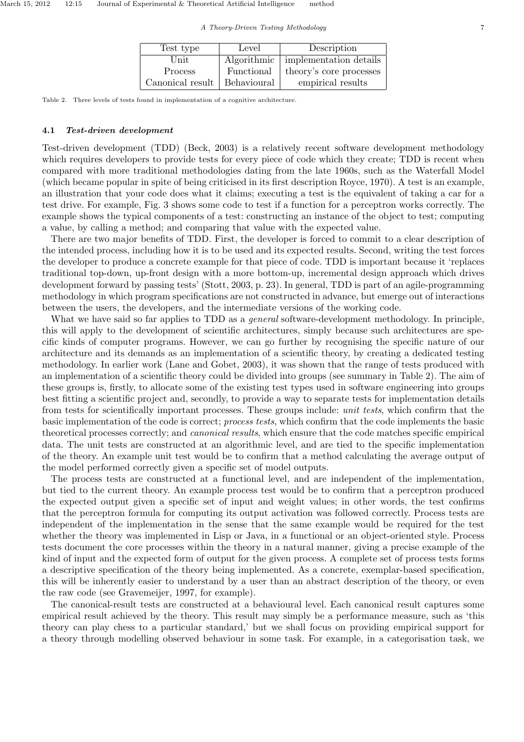| Test type | Level | Description |
|---|---|---|
| Unit | Algorithmic | implementation details |
| Process | Functional | theory's core processes |
| Canonical result | Behavioural | empirical results |

Table 2. Three levels of tests found in implementation of a cognitive architecture.

### 4.1 *Test-driven development*

Test-driven development (TDD) (Beck, 2003) is a relatively recent software development methodology which requires developers to provide tests for every piece of code which they create; TDD is recent when compared with more traditional methodologies dating from the late 1960s, such as the Waterfall Model (which became popular in spite of being criticised in its first description Royce, 1970). A test is an example, an illustration that your code does what it claims; executing a test is the equivalent of taking a car for a test drive. For example, Fig. 3 shows some code to test if a function for a perceptron works correctly. The example shows the typical components of a test: constructing an instance of the object to test; computing a value, by calling a method; and comparing that value with the expected value.

There are two major benefits of TDD. First, the developer is forced to commit to a clear description of the intended process, including how it is to be used and its expected results. Second, writing the test forces the developer to produce a concrete example for that piece of code. TDD is important because it 'replaces traditional top-down, up-front design with a more bottom-up, incremental design approach which drives development forward by passing tests' (Stott, 2003, p. 23). In general, TDD is part of an agile-programming methodology in which program specifications are not constructed in advance, but emerge out of interactions between the users, the developers, and the intermediate versions of the working code.

What we have said so far applies to TDD as a *general* software-development methodology. In principle, this will apply to the development of scientific architectures, simply because such architectures are specific kinds of computer programs. However, we can go further by recognising the specific nature of our architecture and its demands as an implementation of a scientific theory, by creating a dedicated testing methodology. In earlier work (Lane and Gobet, 2003), it was shown that the range of tests produced with an implementation of a scientific theory could be divided into groups (see summary in Table 2). The aim of these groups is, firstly, to allocate some of the existing test types used in software engineering into groups best fitting a scientific project and, secondly, to provide a way to separate tests for implementation details from tests for scientifically important processes. These groups include: *unit tests*, which confirm that the basic implementation of the code is correct; *process tests*, which confirm that the code implements the basic theoretical processes correctly; and *canonical results*, which ensure that the code matches specific empirical data. The unit tests are constructed at an algorithmic level, and are tied to the specific implementation of the theory. An example unit test would be to confirm that a method calculating the average output of the model performed correctly given a specific set of model outputs.

The process tests are constructed at a functional level, and are independent of the implementation, but tied to the current theory. An example process test would be to confirm that a perceptron produced the expected output given a specific set of input and weight values; in other words, the test confirms that the perceptron formula for computing its output activation was followed correctly. Process tests are independent of the implementation in the sense that the same example would be required for the test whether the theory was implemented in Lisp or Java, in a functional or an object-oriented style. Process tests document the core processes within the theory in a natural manner, giving a precise example of the kind of input and the expected form of output for the given process. A complete set of process tests forms a descriptive specification of the theory being implemented. As a concrete, exemplar-based specification, this will be inherently easier to understand by a user than an abstract description of the theory, or even the raw code (see Gravemeijer, 1997, for example).

The canonical-result tests are constructed at a behavioural level. Each canonical result captures some empirical result achieved by the theory. This result may simply be a performance measure, such as 'this theory can play chess to a particular standard,' but we shall focus on providing empirical support for a theory through modelling observed behaviour in some task. For example, in a categorisation task, we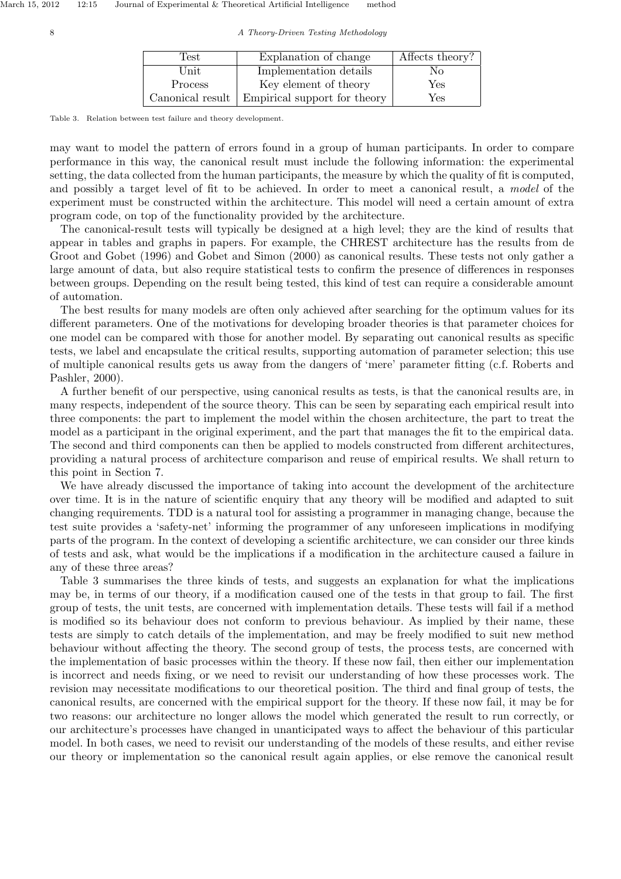| Test | Explanation of change | Affects theory? |
| --- | --- | --- |
| Unit | Implementation details | No |
| Process | Key element of theory | Yes |
| Canonical result | Empirical support for theory | Yes |

Table 3. Relation between test failure and theory development.

may want to model the pattern of errors found in a group of human participants. In order to compare performance in this way, the canonical result must include the following information: the experimental setting, the data collected from the human participants, the measure by which the quality of fit is computed, and possibly a target level of fit to be achieved. In order to meet a canonical result, a *model* of the experiment must be constructed within the architecture. This model will need a certain amount of extra program code, on top of the functionality provided by the architecture.

The canonical-result tests will typically be designed at a high level; they are the kind of results that appear in tables and graphs in papers. For example, the CHREST architecture has the results from de Groot and Gobet (1996) and Gobet and Simon (2000) as canonical results. These tests not only gather a large amount of data, but also require statistical tests to confirm the presence of differences in responses between groups. Depending on the result being tested, this kind of test can require a considerable amount of automation.

The best results for many models are often only achieved after searching for the optimum values for its different parameters. One of the motivations for developing broader theories is that parameter choices for one model can be compared with those for another model. By separating out canonical results as specific tests, we label and encapsulate the critical results, supporting automation of parameter selection; this use of multiple canonical results gets us away from the dangers of 'mere' parameter fitting (c.f. Roberts and Pashler, 2000).

A further benefit of our perspective, using canonical results as tests, is that the canonical results are, in many respects, independent of the source theory. This can be seen by separating each empirical result into three components: the part to implement the model within the chosen architecture, the part to treat the model as a participant in the original experiment, and the part that manages the fit to the empirical data. The second and third components can then be applied to models constructed from different architectures, providing a natural process of architecture comparison and reuse of empirical results. We shall return to this point in Section 7.

We have already discussed the importance of taking into account the development of the architecture over time. It is in the nature of scientific enquiry that any theory will be modified and adapted to suit changing requirements. TDD is a natural tool for assisting a programmer in managing change, because the test suite provides a 'safety-net' informing the programmer of any unforeseen implications in modifying parts of the program. In the context of developing a scientific architecture, we can consider our three kinds of tests and ask, what would be the implications if a modification in the architecture caused a failure in any of these three areas?

Table 3 summarises the three kinds of tests, and suggests an explanation for what the implications may be, in terms of our theory, if a modification caused one of the tests in that group to fail. The first group of tests, the unit tests, are concerned with implementation details. These tests will fail if a method is modified so its behaviour does not conform to previous behaviour. As implied by their name, these tests are simply to catch details of the implementation, and may be freely modified to suit new method behaviour without affecting the theory. The second group of tests, the process tests, are concerned with the implementation of basic processes within the theory. If these now fail, then either our implementation is incorrect and needs fixing, or we need to revisit our understanding of how these processes work. The revision may necessitate modifications to our theoretical position. The third and final group of tests, the canonical results, are concerned with the empirical support for the theory. If these now fail, it may be for two reasons: our architecture no longer allows the model which generated the result to run correctly, or our architecture's processes have changed in unanticipated ways to affect the behaviour of this particular model. In both cases, we need to revisit our understanding of the models of these results, and either revise our theory or implementation so the canonical result again applies, or else remove the canonical result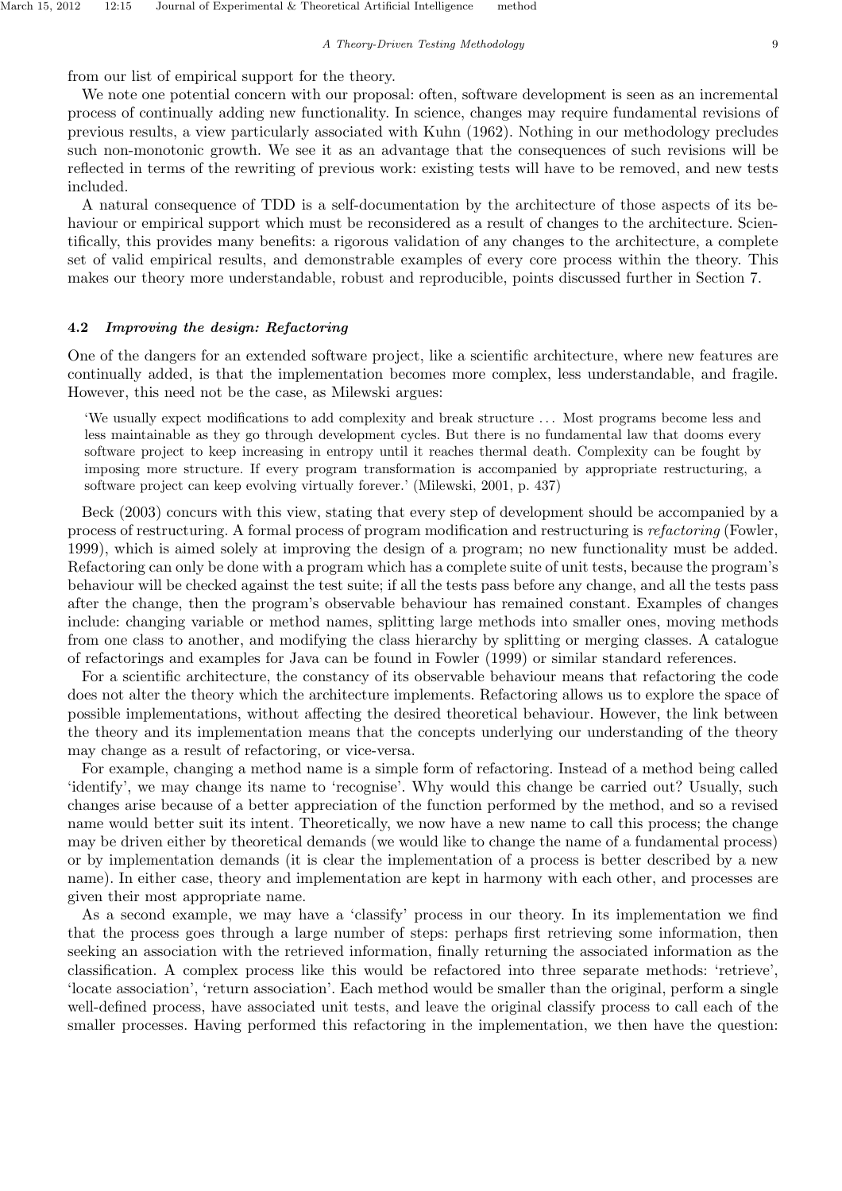from our list of empirical support for the theory.

We note one potential concern with our proposal: often, software development is seen as an incremental process of continually adding new functionality. In science, changes may require fundamental revisions of previous results, a view particularly associated with Kuhn (1962). Nothing in our methodology precludes such non-monotonic growth. We see it as an advantage that the consequences of such revisions will be reflected in terms of the rewriting of previous work: existing tests will have to be removed, and new tests included.

A natural consequence of TDD is a self-documentation by the architecture of those aspects of its behaviour or empirical support which must be reconsidered as a result of changes to the architecture. Scientifically, this provides many benefits: a rigorous validation of any changes to the architecture, a complete set of valid empirical results, and demonstrable examples of every core process within the theory. This makes our theory more understandable, robust and reproducible, points discussed further in Section 7.

### 4.2 *Improving the design: Refactoring*

One of the dangers for an extended software project, like a scientific architecture, where new features are continually added, is that the implementation becomes more complex, less understandable, and fragile. However, this need not be the case, as Milewski argues:

> 'We usually expect modifications to add complexity and break structure ... Most programs become less and less maintainable as they go through development cycles. But there is no fundamental law that dooms every software project to keep increasing in entropy until it reaches thermal death. Complexity can be fought by imposing more structure. If every program transformation is accompanied by appropriate restructuring, a software project can keep evolving virtually forever.' (Milewski, 2001, p. 437)

Beck (2003) concurs with this view, stating that every step of development should be accompanied by a process of restructuring. A formal process of program modification and restructuring is *refactoring* (Fowler, 1999), which is aimed solely at improving the design of a program; no new functionality must be added. Refactoring can only be done with a program which has a complete suite of unit tests, because the program's behaviour will be checked against the test suite; if all the tests pass before any change, and all the tests pass after the change, then the program's observable behaviour has remained constant. Examples of changes include: changing variable or method names, splitting large methods into smaller ones, moving methods from one class to another, and modifying the class hierarchy by splitting or merging classes. A catalogue of refactorings and examples for Java can be found in Fowler (1999) or similar standard references.

For a scientific architecture, the constancy of its observable behaviour means that refactoring the code does not alter the theory which the architecture implements. Refactoring allows us to explore the space of possible implementations, without affecting the desired theoretical behaviour. However, the link between the theory and its implementation means that the concepts underlying our understanding of the theory may change as a result of refactoring, or vice-versa.

For example, changing a method name is a simple form of refactoring. Instead of a method being called 'identify', we may change its name to 'recognise'. Why would this change be carried out? Usually, such changes arise because of a better appreciation of the function performed by the method, and so a revised name would better suit its intent. Theoretically, we now have a new name to call this process; the change may be driven either by theoretical demands (we would like to change the name of a fundamental process) or by implementation demands (it is clear the implementation of a process is better described by a new name). In either case, theory and implementation are kept in harmony with each other, and processes are given their most appropriate name.

As a second example, we may have a 'classify' process in our theory. In its implementation we find that the process goes through a large number of steps: perhaps first retrieving some information, then seeking an association with the retrieved information, finally returning the associated information as the classification. A complex process like this would be refactored into three separate methods: 'retrieve', 'locate association', 'return association'. Each method would be smaller than the original, perform a single well-defined process, have associated unit tests, and leave the original classify process to call each of the smaller processes. Having performed this refactoring in the implementation, we then have the question: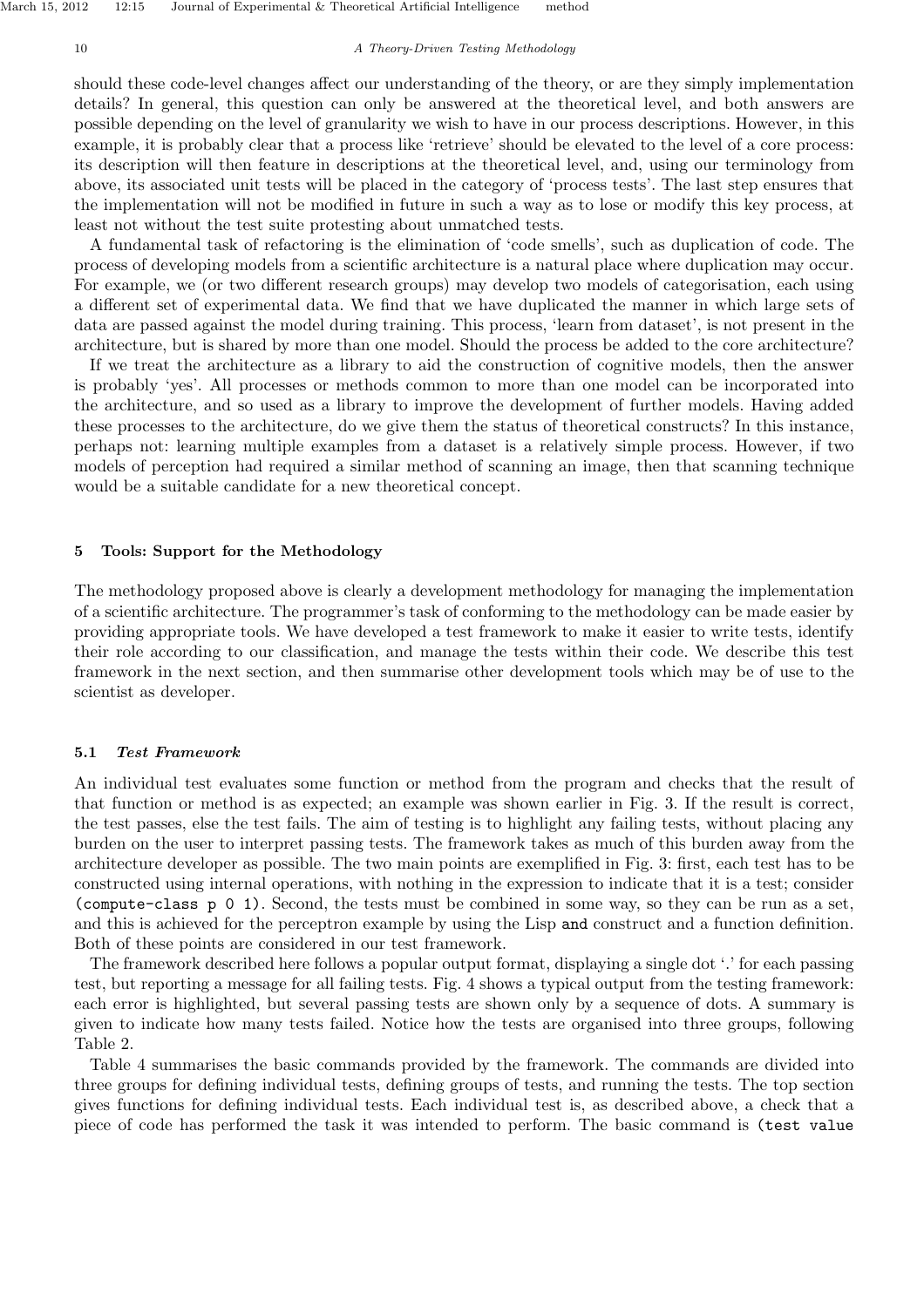should these code-level changes affect our understanding of the theory, or are they simply implementation details? In general, this question can only be answered at the theoretical level, and both answers are possible depending on the level of granularity we wish to have in our process descriptions. However, in this example, it is probably clear that a process like 'retrieve' should be elevated to the level of a core process: its description will then feature in descriptions at the theoretical level, and, using our terminology from above, its associated unit tests will be placed in the category of 'process tests'. The last step ensures that the implementation will not be modified in future in such a way as to lose or modify this key process, at least not without the test suite protesting about unmatched tests.

A fundamental task of refactoring is the elimination of 'code smells', such as duplication of code. The process of developing models from a scientific architecture is a natural place where duplication may occur. For example, we (or two different research groups) may develop two models of categorisation, each using a different set of experimental data. We find that we have duplicated the manner in which large sets of data are passed against the model during training. This process, 'learn from dataset', is not present in the architecture, but is shared by more than one model. Should the process be added to the core architecture?

If we treat the architecture as a library to aid the construction of cognitive models, then the answer is probably 'yes'. All processes or methods common to more than one model can be incorporated into the architecture, and so used as a library to improve the development of further models. Having added these processes to the architecture, do we give them the status of theoretical constructs? In this instance, perhaps not: learning multiple examples from a dataset is a relatively simple process. However, if two models of perception had required a similar method of scanning an image, then that scanning technique would be a suitable candidate for a new theoretical concept.

## 5 Tools: Support for the Methodology

The methodology proposed above is clearly a development methodology for managing the implementation of a scientific architecture. The programmer's task of conforming to the methodology can be made easier by providing appropriate tools. We have developed a test framework to make it easier to write tests, identify their role according to our classification, and manage the tests within their code. We describe this test framework in the next section, and then summarise other development tools which may be of use to the scientist as developer.

### 5.1 *Test Framework*

An individual test evaluates some function or method from the program and checks that the result of that function or method is as expected; an example was shown earlier in Fig. 3. If the result is correct, the test passes, else the test fails. The aim of testing is to highlight any failing tests, without placing any burden on the user to interpret passing tests. The framework takes as much of this burden away from the architecture developer as possible. The two main points are exemplified in Fig. 3: first, each test has to be constructed using internal operations, with nothing in the expression to indicate that it is a test; consider `(compute-class p 0 1)`. Second, the tests must be combined in some way, so they can be run as a set, and this is achieved for the perceptron example by using the Lisp `and` construct and a function definition. Both of these points are considered in our test framework.

The framework described here follows a popular output format, displaying a single dot '.' for each passing test, but reporting a message for all failing tests. Fig. 4 shows a typical output from the testing framework: each error is highlighted, but several passing tests are shown only by a sequence of dots. A summary is given to indicate how many tests failed. Notice how the tests are organised into three groups, following Table 2.

Table 4 summarises the basic commands provided by the framework. The commands are divided into three groups for defining individual tests, defining groups of tests, and running the tests. The top section gives functions for defining individual tests. Each individual test is, as described above, a check that a piece of code has performed the task it was intended to perform. The basic command is `(test value`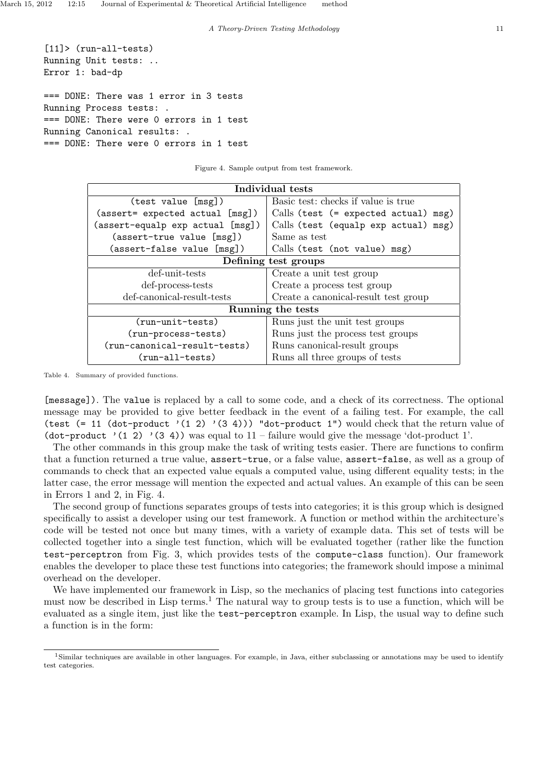```
[11]> (run-all-tests)
Running Unit tests: ..
Error 1: bad-dp

=== DONE: There was 1 error in 3 tests
Running Process tests: .
=== DONE: There were 0 errors in 1 test
Running Canonical results: .
=== DONE: There were 0 errors in 1 test
```

Figure 4. Sample output from test framework.

| **Individual tests** | |
|---|---|
| `(test value [msg])` | Basic test: checks if value is true |
| `(assert= expected actual [msg])` | Calls `(test (= expected actual) msg)` |
| `(assert-equalp exp actual [msg])` | Calls `(test (equalp exp actual) msg)` |
| `(assert-true value [msg])` | Same as test |
| `(assert-false value [msg])` | Calls `(test (not value) msg)` |
| **Defining test groups** | |
| def-unit-tests | Create a unit test group |
| def-process-tests | Create a process test group |
| def-canonical-result-tests | Create a canonical-result test group |
| **Running the tests** | |
| `(run-unit-tests)` | Runs just the unit test groups |
| `(run-process-tests)` | Runs just the process test groups |
| `(run-canonical-result-tests)` | Runs canonical-result groups |
| `(run-all-tests)` | Runs all three groups of tests |

Table 4. Summary of provided functions.

`[message])`. The `value` is replaced by a call to some code, and a check of its correctness. The optional message may be provided to give better feedback in the event of a failing test. For example, the call `(test (= 11 (dot-product '(1 2) '(3 4))) "dot-product 1")` would check that the return value of `(dot-product '(1 2) '(3 4))` was equal to 11 – failure would give the message 'dot-product 1'.

The other commands in this group make the task of writing tests easier. There are functions to confirm that a function returned a true value, `assert-true`, or a false value, `assert-false`, as well as a group of commands to check that an expected value equals a computed value, using different equality tests; in the latter case, the error message will mention the expected and actual values. An example of this can be seen in Errors 1 and 2, in Fig. 4.

The second group of functions separates groups of tests into categories; it is this group which is designed specifically to assist a developer using our test framework. A function or method within the architecture's code will be tested not once but many times, with a variety of example data. This set of tests will be collected together into a single test function, which will be evaluated together (rather like the function `test-perceptron` from Fig. 3, which provides tests of the `compute-class` function). Our framework enables the developer to place these test functions into categories; the framework should impose a minimal overhead on the developer.

We have implemented our framework in Lisp, so the mechanics of placing test functions into categories must now be described in Lisp terms.[1] The natural way to group tests is to use a function, which will be evaluated as a single item, just like the `test-perceptron` example. In Lisp, the usual way to define such a function is in the form:

[1]Similar techniques are available in other languages. For example, in Java, either subclassing or annotations may be used to identify test categories.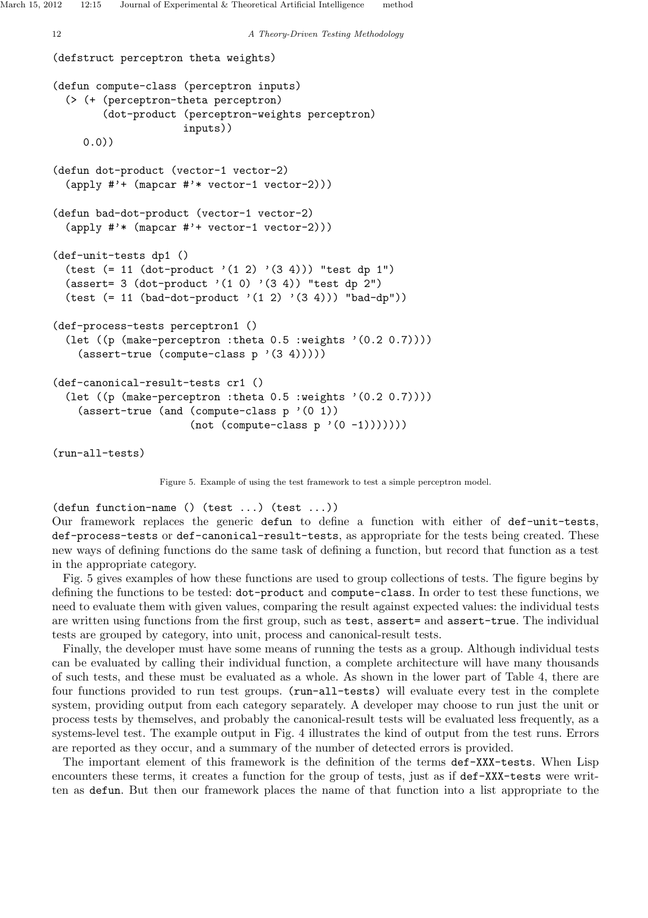```lisp
(defstruct perceptron theta weights)

(defun compute-class (perceptron inputs)
  (> (+ (perceptron-theta perceptron)
        (dot-product (perceptron-weights perceptron)
                     inputs))
     0.0))

(defun dot-product (vector-1 vector-2)
  (apply #'+ (mapcar #'* vector-1 vector-2)))

(defun bad-dot-product (vector-1 vector-2)
  (apply #'* (mapcar #'+ vector-1 vector-2)))

(def-unit-tests dp1 ()
  (test (= 11 (dot-product '(1 2) '(3 4))) "test dp 1")
  (assert= 3 (dot-product '(1 0) '(3 4)) "test dp 2")
  (test (= 11 (bad-dot-product '(1 2) '(3 4))) "bad-dp"))

(def-process-tests perceptron1 ()
  (let ((p (make-perceptron :theta 0.5 :weights '(0.2 0.7))))
    (assert-true (compute-class p '(3 4)))))

(def-canonical-result-tests cr1 ()
  (let ((p (make-perceptron :theta 0.5 :weights '(0.2 0.7))))
    (assert-true (and (compute-class p '(0 1))
                      (not (compute-class p '(0 -1)))))))

(run-all-tests)
```

Figure 5. Example of using the test framework to test a simple perceptron model.

```lisp
(defun function-name () (test ...) (test ...))
```

Our framework replaces the generic `defun` to define a function with either of `def-unit-tests`, `def-process-tests` or `def-canonical-result-tests`, as appropriate for the tests being created. These new ways of defining functions do the same task of defining a function, but record that function as a test in the appropriate category.

Fig. 5 gives examples of how these functions are used to group collections of tests. The figure begins by defining the functions to be tested: `dot-product` and `compute-class`. In order to test these functions, we need to evaluate them with given values, comparing the result against expected values: the individual tests are written using functions from the first group, such as `test`, `assert=` and `assert-true`. The individual tests are grouped by category, into unit, process and canonical-result tests.

Finally, the developer must have some means of running the tests as a group. Although individual tests can be evaluated by calling their individual function, a complete architecture will have many thousands of such tests, and these must be evaluated as a whole. As shown in the lower part of Table 4, there are four functions provided to run test groups. `(run-all-tests)` will evaluate every test in the complete system, providing output from each category separately. A developer may choose to run just the unit or process tests by themselves, and probably the canonical-result tests will be evaluated less frequently, as a systems-level test. The example output in Fig. 4 illustrates the kind of output from the test runs. Errors are reported as they occur, and a summary of the number of detected errors is provided.

The important element of this framework is the definition of the terms `def-XXX-tests`. When Lisp encounters these terms, it creates a function for the group of tests, just as if `def-XXX-tests` were written as `defun`. But then our framework places the name of that function into a list appropriate to the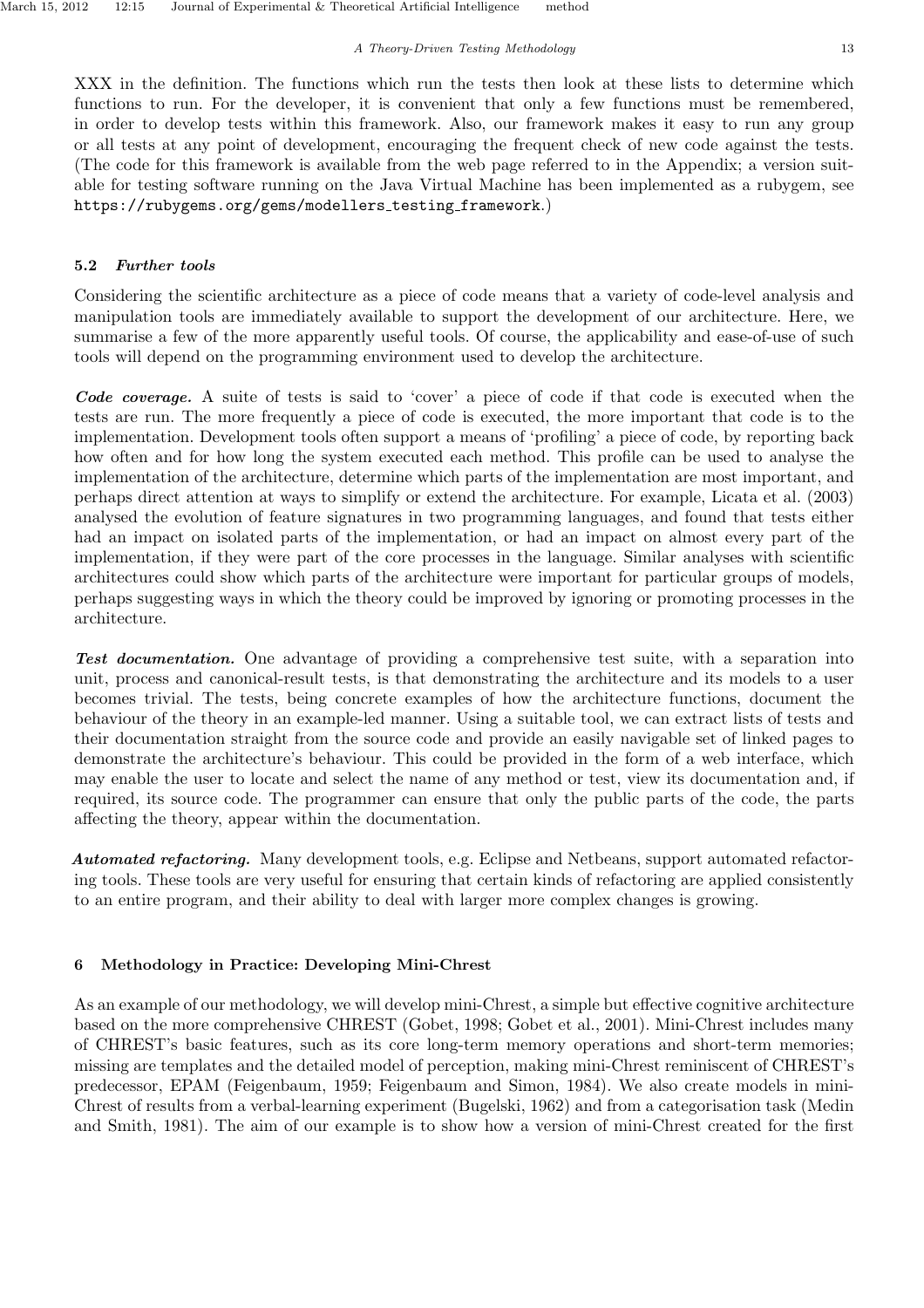XXX in the definition. The functions which run the tests then look at these lists to determine which functions to run. For the developer, it is convenient that only a few functions must be remembered, in order to develop tests within this framework. Also, our framework makes it easy to run any group or all tests at any point of development, encouraging the frequent check of new code against the tests. (The code for this framework is available from the web page referred to in the Appendix; a version suitable for testing software running on the Java Virtual Machine has been implemented as a rubygem, see `https://rubygems.org/gems/modellers_testing_framework`.)

### 5.2 *Further tools*

Considering the scientific architecture as a piece of code means that a variety of code-level analysis and manipulation tools are immediately available to support the development of our architecture. Here, we summarise a few of the more apparently useful tools. Of course, the applicability and ease-of-use of such tools will depend on the programming environment used to develop the architecture.

***Code coverage.*** A suite of tests is said to 'cover' a piece of code if that code is executed when the tests are run. The more frequently a piece of code is executed, the more important that code is to the implementation. Development tools often support a means of 'profiling' a piece of code, by reporting back how often and for how long the system executed each method. This profile can be used to analyse the implementation of the architecture, determine which parts of the implementation are most important, and perhaps direct attention at ways to simplify or extend the architecture. For example, Licata et al. (2003) analysed the evolution of feature signatures in two programming languages, and found that tests either had an impact on isolated parts of the implementation, or had an impact on almost every part of the implementation, if they were part of the core processes in the language. Similar analyses with scientific architectures could show which parts of the architecture were important for particular groups of models, perhaps suggesting ways in which the theory could be improved by ignoring or promoting processes in the architecture.

***Test documentation.*** One advantage of providing a comprehensive test suite, with a separation into unit, process and canonical-result tests, is that demonstrating the architecture and its models to a user becomes trivial. The tests, being concrete examples of how the architecture functions, document the behaviour of the theory in an example-led manner. Using a suitable tool, we can extract lists of tests and their documentation straight from the source code and provide an easily navigable set of linked pages to demonstrate the architecture's behaviour. This could be provided in the form of a web interface, which may enable the user to locate and select the name of any method or test, view its documentation and, if required, its source code. The programmer can ensure that only the public parts of the code, the parts affecting the theory, appear within the documentation.

***Automated refactoring.*** Many development tools, e.g. Eclipse and Netbeans, support automated refactoring tools. These tools are very useful for ensuring that certain kinds of refactoring are applied consistently to an entire program, and their ability to deal with larger more complex changes is growing.

## 6 Methodology in Practice: Developing Mini-Chrest

As an example of our methodology, we will develop mini-Chrest, a simple but effective cognitive architecture based on the more comprehensive CHREST (Gobet, 1998; Gobet et al., 2001). Mini-Chrest includes many of CHREST's basic features, such as its core long-term memory operations and short-term memories; missing are templates and the detailed model of perception, making mini-Chrest reminiscent of CHREST's predecessor, EPAM (Feigenbaum, 1959; Feigenbaum and Simon, 1984). We also create models in mini-Chrest of results from a verbal-learning experiment (Bugelski, 1962) and from a categorisation task (Medin and Smith, 1981). The aim of our example is to show how a version of mini-Chrest created for the first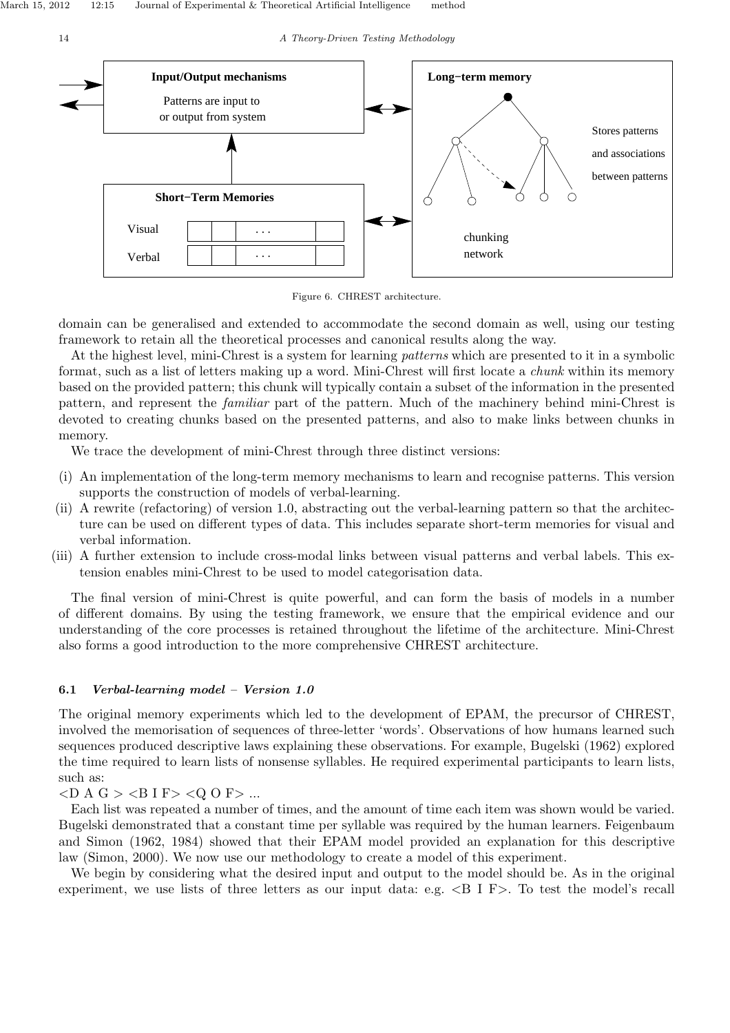Figure 6. CHREST architecture.

domain can be generalised and extended to accommodate the second domain as well, using our testing framework to retain all the theoretical processes and canonical results along the way.

At the highest level, mini-Chrest is a system for learning *patterns* which are presented to it in a symbolic format, such as a list of letters making up a word. Mini-Chrest will first locate a *chunk* within its memory based on the provided pattern; this chunk will typically contain a subset of the information in the presented pattern, and represent the *familiar* part of the pattern. Much of the machinery behind mini-Chrest is devoted to creating chunks based on the presented patterns, and also to make links between chunks in memory.

We trace the development of mini-Chrest through three distinct versions:

(i) An implementation of the long-term memory mechanisms to learn and recognise patterns. This version supports the construction of models of verbal-learning.
(ii) A rewrite (refactoring) of version 1.0, abstracting out the verbal-learning pattern so that the architecture can be used on different types of data. This includes separate short-term memories for visual and verbal information.
(iii) A further extension to include cross-modal links between visual patterns and verbal labels. This extension enables mini-Chrest to be used to model categorisation data.

The final version of mini-Chrest is quite powerful, and can form the basis of models in a number of different domains. By using the testing framework, we ensure that the empirical evidence and our understanding of the core processes is retained throughout the lifetime of the architecture. Mini-Chrest also forms a good introduction to the more comprehensive CHREST architecture.

### 6.1 *Verbal-learning model – Version 1.0*

The original memory experiments which led to the development of EPAM, the precursor of CHREST, involved the memorisation of sequences of three-letter 'words'. Observations of how humans learned such sequences produced descriptive laws explaining these observations. For example, Bugelski (1962) explored the time required to learn lists of nonsense syllables. He required experimental participants to learn lists, such as:

<D A G > <B I F> <Q O F> ...

Each list was repeated a number of times, and the amount of time each item was shown would be varied. Bugelski demonstrated that a constant time per syllable was required by the human learners. Feigenbaum and Simon (1962, 1984) showed that their EPAM model provided an explanation for this descriptive law (Simon, 2000). We now use our methodology to create a model of this experiment.

We begin by considering what the desired input and output to the model should be. As in the original experiment, we use lists of three letters as our input data: e.g. <B I F>. To test the model's recall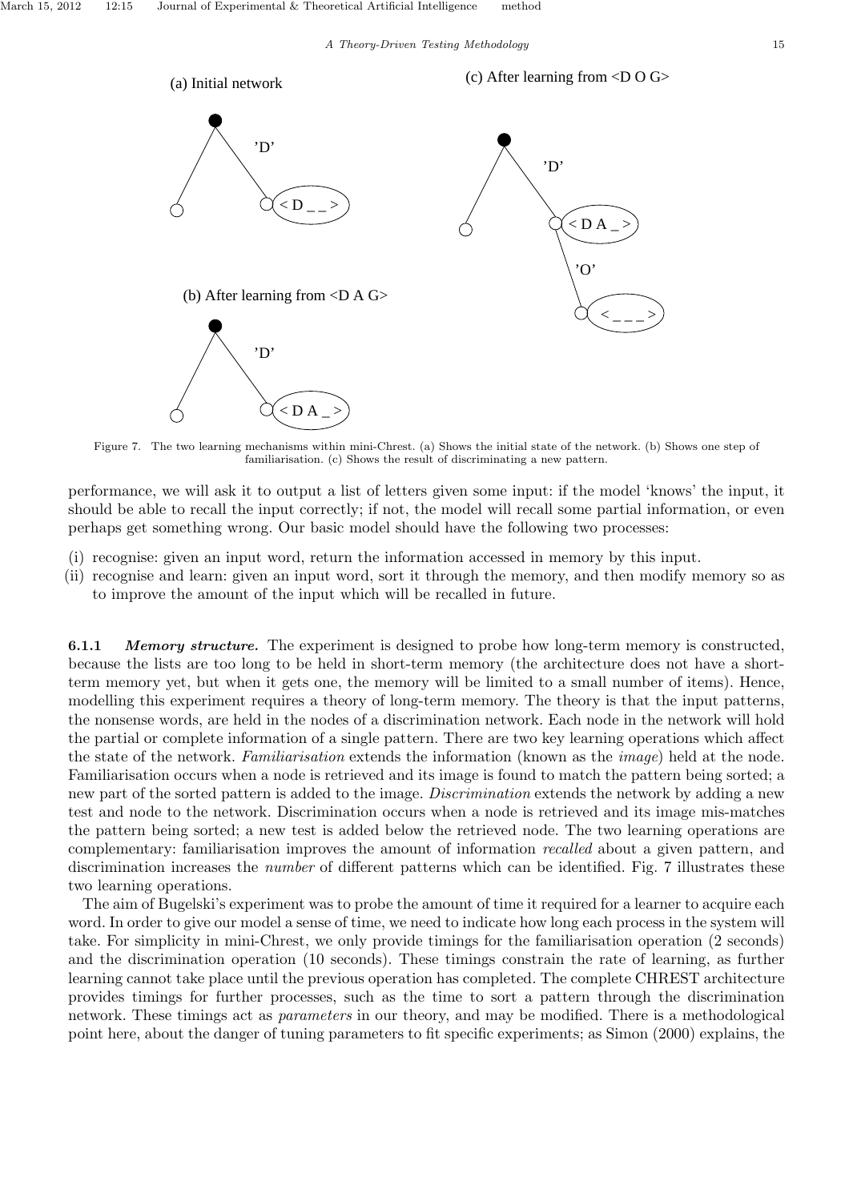(a) Initial network

(b) After learning from <D A G>

(c) After learning from <D O G>

Figure 7. The two learning mechanisms within mini-Chrest. (a) Shows the initial state of the network. (b) Shows one step of familiarisation. (c) Shows the result of discriminating a new pattern.

performance, we will ask it to output a list of letters given some input: if the model 'knows' the input, it should be able to recall the input correctly; if not, the model will recall some partial information, or even perhaps get something wrong. Our basic model should have the following two processes:

(i) recognise: given an input word, return the information accessed in memory by this input.
(ii) recognise and learn: given an input word, sort it through the memory, and then modify memory so as to improve the amount of the input which will be recalled in future.

**6.1.1** ***Memory structure.*** The experiment is designed to probe how long-term memory is constructed, because the lists are too long to be held in short-term memory (the architecture does not have a short-term memory yet, but when it gets one, the memory will be limited to a small number of items). Hence, modelling this experiment requires a theory of long-term memory. The theory is that the input patterns, the nonsense words, are held in the nodes of a discrimination network. Each node in the network will hold the partial or complete information of a single pattern. There are two key learning operations which affect the state of the network. *Familiarisation* extends the information (known as the *image*) held at the node. Familiarisation occurs when a node is retrieved and its image is found to match the pattern being sorted; a new part of the sorted pattern is added to the image. *Discrimination* extends the network by adding a new test and node to the network. Discrimination occurs when a node is retrieved and its image mis-matches the pattern being sorted; a new test is added below the retrieved node. The two learning operations are complementary: familiarisation improves the amount of information *recalled* about a given pattern, and discrimination increases the *number* of different patterns which can be identified. Fig. 7 illustrates these two learning operations.

The aim of Bugelski's experiment was to probe the amount of time it required for a learner to acquire each word. In order to give our model a sense of time, we need to indicate how long each process in the system will take. For simplicity in mini-Chrest, we only provide timings for the familiarisation operation (2 seconds) and the discrimination operation (10 seconds). These timings constrain the rate of learning, as further learning cannot take place until the previous operation has completed. The complete CHREST architecture provides timings for further processes, such as the time to sort a pattern through the discrimination network. These timings act as *parameters* in our theory, and may be modified. There is a methodological point here, about the danger of tuning parameters to fit specific experiments; as Simon (2000) explains, the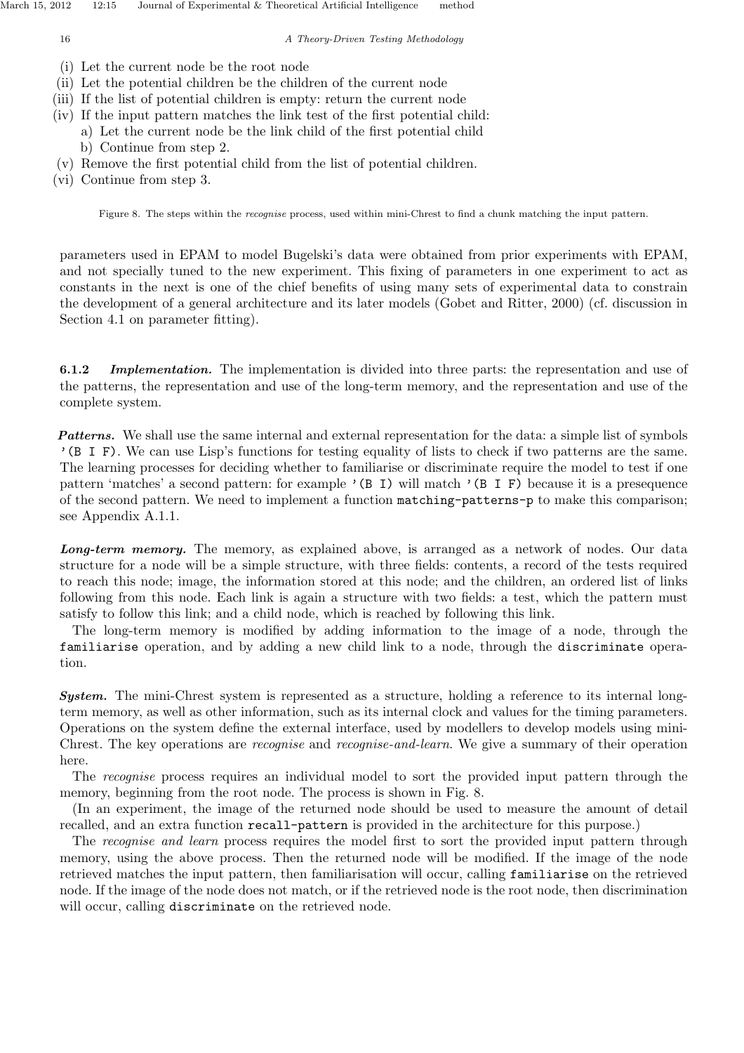(i) Let the current node be the root node
(ii) Let the potential children be the children of the current node
(iii) If the list of potential children is empty: return the current node
(iv) If the input pattern matches the link test of the first potential child:
  a) Let the current node be the link child of the first potential child
  b) Continue from step 2.
(v) Remove the first potential child from the list of potential children.
(vi) Continue from step 3.

Figure 8. The steps within the *recognise* process, used within mini-Chrest to find a chunk matching the input pattern.

parameters used in EPAM to model Bugelski's data were obtained from prior experiments with EPAM, and not specially tuned to the new experiment. This fixing of parameters in one experiment to act as constants in the next is one of the chief benefits of using many sets of experimental data to constrain the development of a general architecture and its later models (Gobet and Ritter, 2000) (cf. discussion in Section 4.1 on parameter fitting).

**6.1.2** ***Implementation.*** The implementation is divided into three parts: the representation and use of the patterns, the representation and use of the long-term memory, and the representation and use of the complete system.

***Patterns.*** We shall use the same internal and external representation for the data: a simple list of symbols `'(B I F)`. We can use Lisp's functions for testing equality of lists to check if two patterns are the same. The learning processes for deciding whether to familiarise or discriminate require the model to test if one pattern 'matches' a second pattern: for example `'(B I)` will match `'(B I F)` because it is a presequence of the second pattern. We need to implement a function `matching-patterns-p` to make this comparison; see Appendix A.1.1.

***Long-term memory.*** The memory, as explained above, is arranged as a network of nodes. Our data structure for a node will be a simple structure, with three fields: contents, a record of the tests required to reach this node; image, the information stored at this node; and the children, an ordered list of links following from this node. Each link is again a structure with two fields: a test, which the pattern must satisfy to follow this link; and a child node, which is reached by following this link.

The long-term memory is modified by adding information to the image of a node, through the `familiarise` operation, and by adding a new child link to a node, through the `discriminate` operation.

***System.*** The mini-Chrest system is represented as a structure, holding a reference to its internal long-term memory, as well as other information, such as its internal clock and values for the timing parameters. Operations on the system define the external interface, used by modellers to develop models using mini-Chrest. The key operations are *recognise* and *recognise-and-learn*. We give a summary of their operation here.

The *recognise* process requires an individual model to sort the provided input pattern through the memory, beginning from the root node. The process is shown in Fig. 8.

(In an experiment, the image of the returned node should be used to measure the amount of detail recalled, and an extra function `recall-pattern` is provided in the architecture for this purpose.)

The *recognise and learn* process requires the model first to sort the provided input pattern through memory, using the above process. Then the returned node will be modified. If the image of the node retrieved matches the input pattern, then familiarisation will occur, calling `familiarise` on the retrieved node. If the image of the node does not match, or if the retrieved node is the root node, then discrimination will occur, calling `discriminate` on the retrieved node.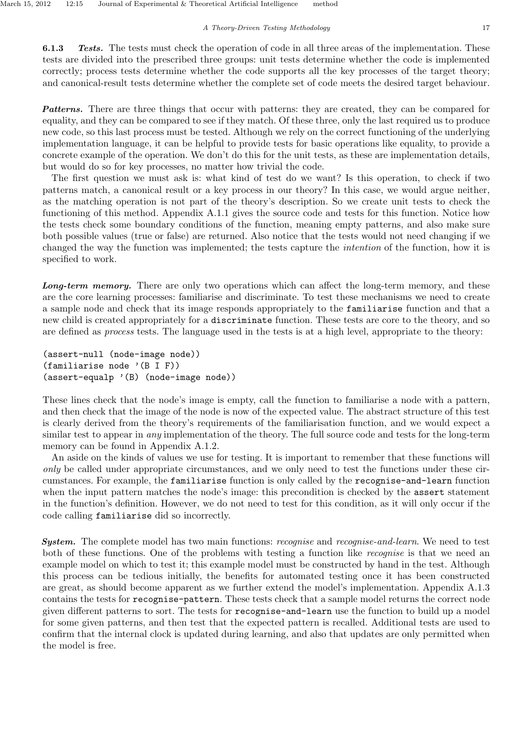**6.1.3** ***Tests.*** The tests must check the operation of code in all three areas of the implementation. These tests are divided into the prescribed three groups: unit tests determine whether the code is implemented correctly; process tests determine whether the code supports all the key processes of the target theory; and canonical-result tests determine whether the complete set of code meets the desired target behaviour.

***Patterns.*** There are three things that occur with patterns: they are created, they can be compared for equality, and they can be compared to see if they match. Of these three, only the last required us to produce new code, so this last process must be tested. Although we rely on the correct functioning of the underlying implementation language, it can be helpful to provide tests for basic operations like equality, to provide a concrete example of the operation. We don't do this for the unit tests, as these are implementation details, but would do so for key processes, no matter how trivial the code.

The first question we must ask is: what kind of test do we want? Is this operation, to check if two patterns match, a canonical result or a key process in our theory? In this case, we would argue neither, as the matching operation is not part of the theory's description. So we create unit tests to check the functioning of this method. Appendix A.1.1 gives the source code and tests for this function. Notice how the tests check some boundary conditions of the function, meaning empty patterns, and also make sure both possible values (true or false) are returned. Also notice that the tests would not need changing if we changed the way the function was implemented; the tests capture the *intention* of the function, how it is specified to work.

***Long-term memory.*** There are only two operations which can affect the long-term memory, and these are the core learning processes: familiarise and discriminate. To test these mechanisms we need to create a sample node and check that its image responds appropriately to the `familiarise` function and that a new child is created appropriately for a `discriminate` function. These tests are core to the theory, and so are defined as *process* tests. The language used in the tests is at a high level, appropriate to the theory:

```
(assert-null (node-image node))
(familiarise node '(B I F))
(assert-equalp '(B) (node-image node))
```

These lines check that the node's image is empty, call the function to familiarise a node with a pattern, and then check that the image of the node is now of the expected value. The abstract structure of this test is clearly derived from the theory's requirements of the familiarisation function, and we would expect a similar test to appear in *any* implementation of the theory. The full source code and tests for the long-term memory can be found in Appendix A.1.2.

An aside on the kinds of values we use for testing. It is important to remember that these functions will *only* be called under appropriate circumstances, and we only need to test the functions under these circumstances. For example, the `familiarise` function is only called by the `recognise-and-learn` function when the input pattern matches the node's image: this precondition is checked by the `assert` statement in the function's definition. However, we do not need to test for this condition, as it will only occur if the code calling `familiarise` did so incorrectly.

***System.*** The complete model has two main functions: *recognise* and *recognise-and-learn*. We need to test both of these functions. One of the problems with testing a function like *recognise* is that we need an example model on which to test it; this example model must be constructed by hand in the test. Although this process can be tedious initially, the benefits for automated testing once it has been constructed are great, as should become apparent as we further extend the model's implementation. Appendix A.1.3 contains the tests for `recognise-pattern`. These tests check that a sample model returns the correct node given different patterns to sort. The tests for `recognise-and-learn` use the function to build up a model for some given patterns, and then test that the expected pattern is recalled. Additional tests are used to confirm that the internal clock is updated during learning, and also that updates are only permitted when the model is free.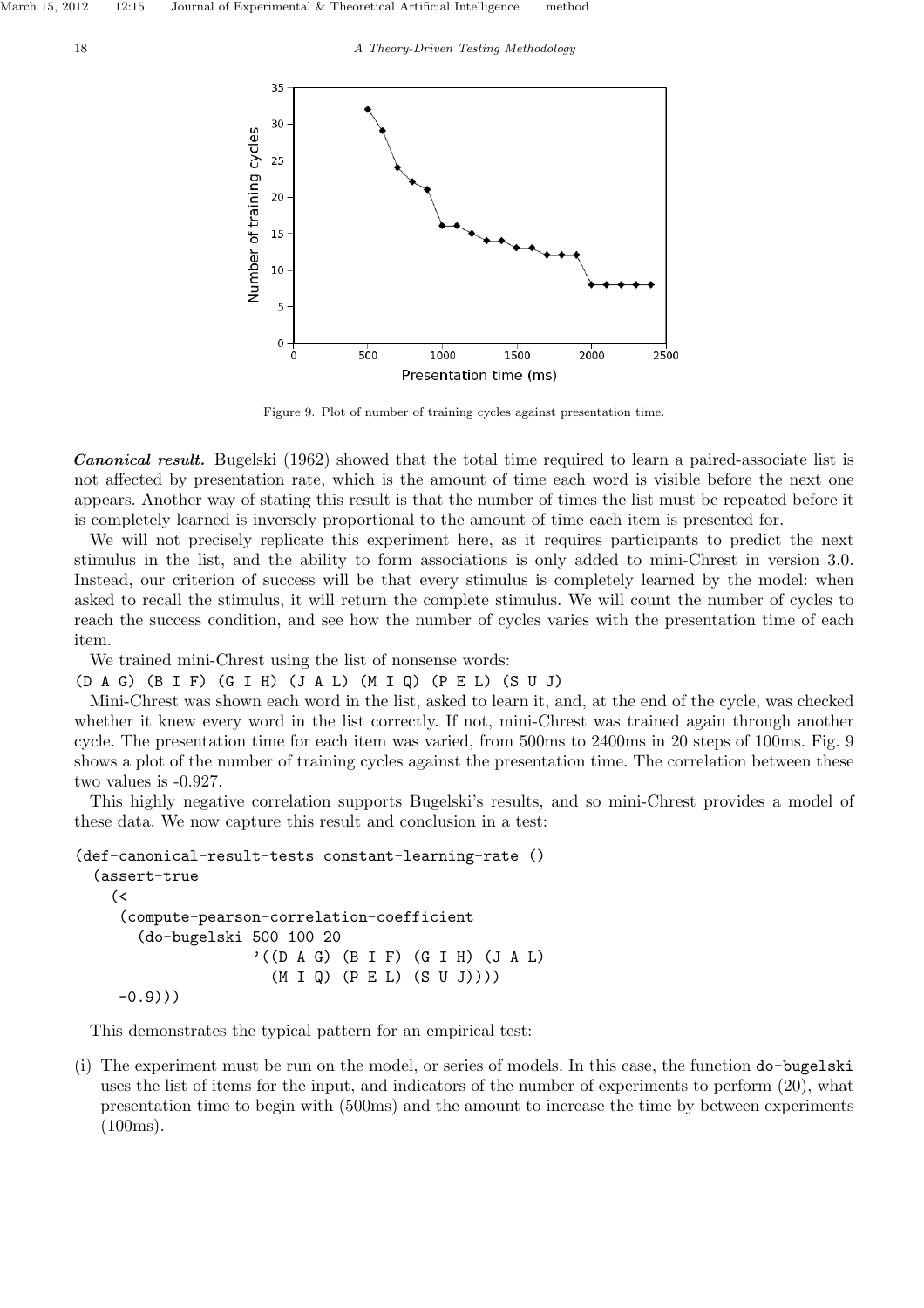Figure 9. Plot of number of training cycles against presentation time.

***Canonical result.*** Bugelski (1962) showed that the total time required to learn a paired-associate list is not affected by presentation rate, which is the amount of time each word is visible before the next one appears. Another way of stating this result is that the number of times the list must be repeated before it is completely learned is inversely proportional to the amount of time each item is presented for.

We will not precisely replicate this experiment here, as it requires participants to predict the next stimulus in the list, and the ability to form associations is only added to mini-Chrest in version 3.0. Instead, our criterion of success will be that every stimulus is completely learned by the model: when asked to recall the stimulus, it will return the complete stimulus. We will count the number of cycles to reach the success condition, and see how the number of cycles varies with the presentation time of each item.

We trained mini-Chrest using the list of nonsense words:

(D A G) (B I F) (G I H) (J A L) (M I Q) (P E L) (S U J)

Mini-Chrest was shown each word in the list, asked to learn it, and, at the end of the cycle, was checked whether it knew every word in the list correctly. If not, mini-Chrest was trained again through another cycle. The presentation time for each item was varied, from 500ms to 2400ms in 20 steps of 100ms. Fig. 9 shows a plot of the number of training cycles against the presentation time. The correlation between these two values is -0.927.

This highly negative correlation supports Bugelski's results, and so mini-Chrest provides a model of these data. We now capture this result and conclusion in a test:

```
(def-canonical-result-tests constant-learning-rate ()
  (assert-true
    (<
     (compute-pearson-correlation-coefficient
       (do-bugelski 500 100 20
                   '((D A G) (B I F) (G I H) (J A L)
                     (M I Q) (P E L) (S U J))))
     -0.9)))
```

This demonstrates the typical pattern for an empirical test:

(i) The experiment must be run on the model, or series of models. In this case, the function `do-bugelski` uses the list of items for the input, and indicators of the number of experiments to perform (20), what presentation time to begin with (500ms) and the amount to increase the time by between experiments (100ms).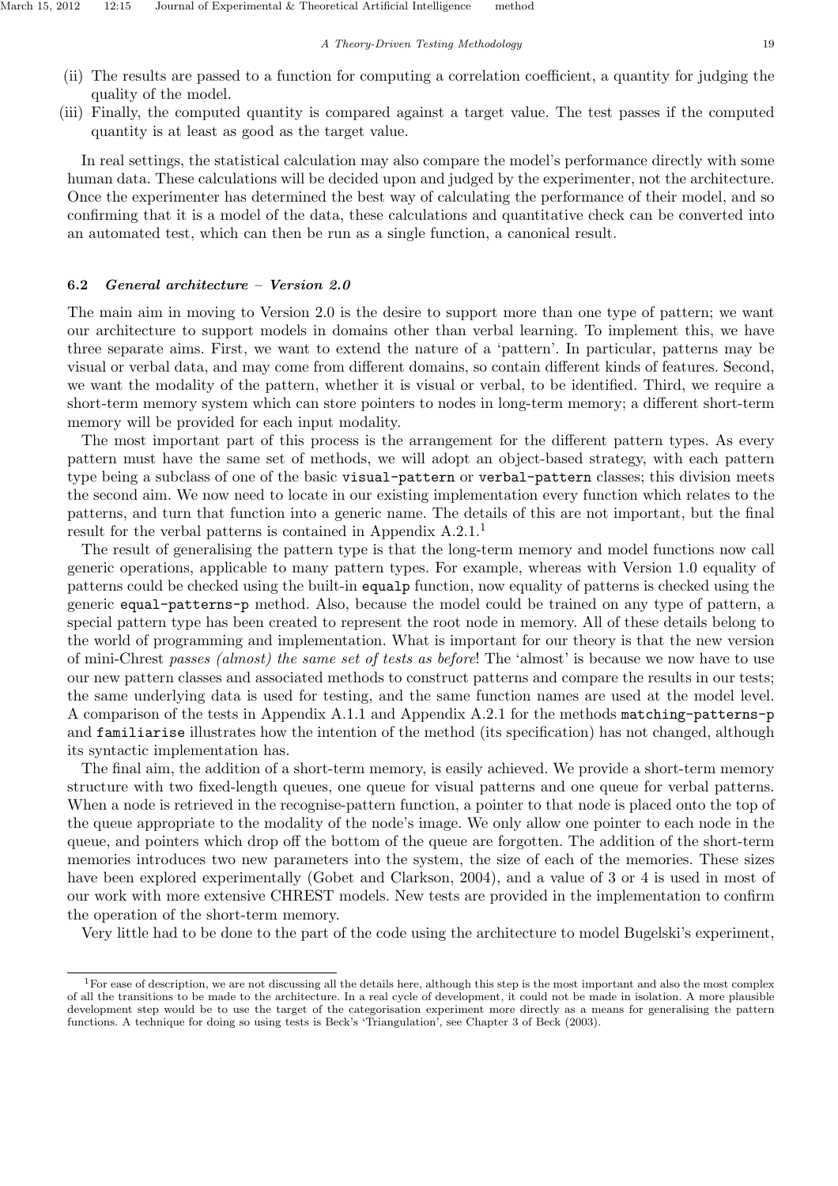(ii) The results are passed to a function for computing a correlation coefficient, a quantity for judging the quality of the model.

(iii) Finally, the computed quantity is compared against a target value. The test passes if the computed quantity is at least as good as the target value.

In real settings, the statistical calculation may also compare the model's performance directly with some human data. These calculations will be decided upon and judged by the experimenter, not the architecture. Once the experimenter has determined the best way of calculating the performance of their model, and so confirming that it is a model of the data, these calculations and quantitative check can be converted into an automated test, which can then be run as a single function, a canonical result.

### 6.2 *General architecture – Version 2.0*

The main aim in moving to Version 2.0 is the desire to support more than one type of pattern; we want our architecture to support models in domains other than verbal learning. To implement this, we have three separate aims. First, we want to extend the nature of a 'pattern'. In particular, patterns may be visual or verbal data, and may come from different domains, so contain different kinds of features. Second, we want the modality of the pattern, whether it is visual or verbal, to be identified. Third, we require a short-term memory system which can store pointers to nodes in long-term memory; a different short-term memory will be provided for each input modality.

The most important part of this process is the arrangement for the different pattern types. As every pattern must have the same set of methods, we will adopt an object-based strategy, with each pattern type being a subclass of one of the basic `visual-pattern` or `verbal-pattern` classes; this division meets the second aim. We now need to locate in our existing implementation every function which relates to the patterns, and turn that function into a generic name. The details of this are not important, but the final result for the verbal patterns is contained in Appendix A.2.1.[1]

The result of generalising the pattern type is that the long-term memory and model functions now call generic operations, applicable to many pattern types. For example, whereas with Version 1.0 equality of patterns could be checked using the built-in `equalp` function, now equality of patterns is checked using the generic `equal-patterns-p` method. Also, because the model could be trained on any type of pattern, a special pattern type has been created to represent the root node in memory. All of these details belong to the world of programming and implementation. What is important for our theory is that the new version of mini-Chrest *passes (almost) the same set of tests as before*! The 'almost' is because we now have to use our new pattern classes and associated methods to construct patterns and compare the results in our tests; the same underlying data is used for testing, and the same function names are used at the model level. A comparison of the tests in Appendix A.1.1 and Appendix A.2.1 for the methods `matching-patterns-p` and `familiarise` illustrates how the intention of the method (its specification) has not changed, although its syntactic implementation has.

The final aim, the addition of a short-term memory, is easily achieved. We provide a short-term memory structure with two fixed-length queues, one queue for visual patterns and one queue for verbal patterns. When a node is retrieved in the recognise-pattern function, a pointer to that node is placed onto the top of the queue appropriate to the modality of the node's image. We only allow one pointer to each node in the queue, and pointers which drop off the bottom of the queue are forgotten. The addition of the short-term memories introduces two new parameters into the system, the size of each of the memories. These sizes have been explored experimentally (Gobet and Clarkson, 2004), and a value of 3 or 4 is used in most of our work with more extensive CHREST models. New tests are provided in the implementation to confirm the operation of the short-term memory.

Very little had to be done to the part of the code using the architecture to model Bugelski's experiment,

[1] For ease of description, we are not discussing all the details here, although this step is the most important and also the most complex of all the transitions to be made to the architecture. In a real cycle of development, it could not be made in isolation. A more plausible development step would be to use the target of the categorisation experiment more directly as a means for generalising the pattern functions. A technique for doing so using tests is Beck's 'Triangulation', see Chapter 3 of Beck (2003).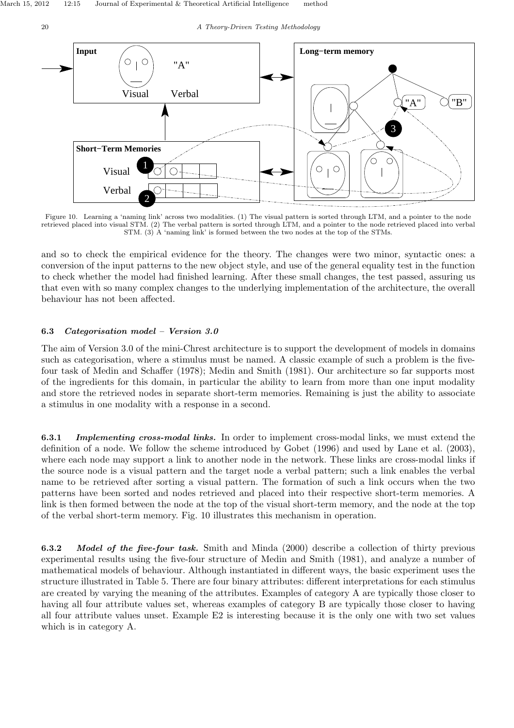Figure 10. Learning a 'naming link' across two modalities. (1) The visual pattern is sorted through LTM, and a pointer to the node retrieved placed into visual STM. (2) The verbal pattern is sorted through LTM, and a pointer to the node retrieved placed into verbal STM. (3) A 'naming link' is formed between the two nodes at the top of the STMs.

and so to check the empirical evidence for the theory. The changes were two minor, syntactic ones: a conversion of the input patterns to the new object style, and use of the general equality test in the function to check whether the model had finished learning. After these small changes, the test passed, assuring us that even with so many complex changes to the underlying implementation of the architecture, the overall behaviour has not been affected.

### 6.3 *Categorisation model – Version 3.0*

The aim of Version 3.0 of the mini-Chrest architecture is to support the development of models in domains such as categorisation, where a stimulus must be named. A classic example of such a problem is the five-four task of Medin and Schaffer (1978); Medin and Smith (1981). Our architecture so far supports most of the ingredients for this domain, in particular the ability to learn from more than one input modality and store the retrieved nodes in separate short-term memories. Remaining is just the ability to associate a stimulus in one modality with a response in a second.

**6.3.1** ***Implementing cross-modal links.*** In order to implement cross-modal links, we must extend the definition of a node. We follow the scheme introduced by Gobet (1996) and used by Lane et al. (2003), where each node may support a link to another node in the network. These links are cross-modal links if the source node is a visual pattern and the target node a verbal pattern; such a link enables the verbal name to be retrieved after sorting a visual pattern. The formation of such a link occurs when the two patterns have been sorted and nodes retrieved and placed into their respective short-term memories. A link is then formed between the node at the top of the visual short-term memory, and the node at the top of the verbal short-term memory. Fig. 10 illustrates this mechanism in operation.

**6.3.2** ***Model of the five-four task.*** Smith and Minda (2000) describe a collection of thirty previous experimental results using the five-four structure of Medin and Smith (1981), and analyze a number of mathematical models of behaviour. Although instantiated in different ways, the basic experiment uses the structure illustrated in Table 5. There are four binary attributes: different interpretations for each stimulus are created by varying the meaning of the attributes. Examples of category A are typically those closer to having all four attribute values set, whereas examples of category B are typically those closer to having all four attribute values unset. Example E2 is interesting because it is the only one with two set values which is in category A.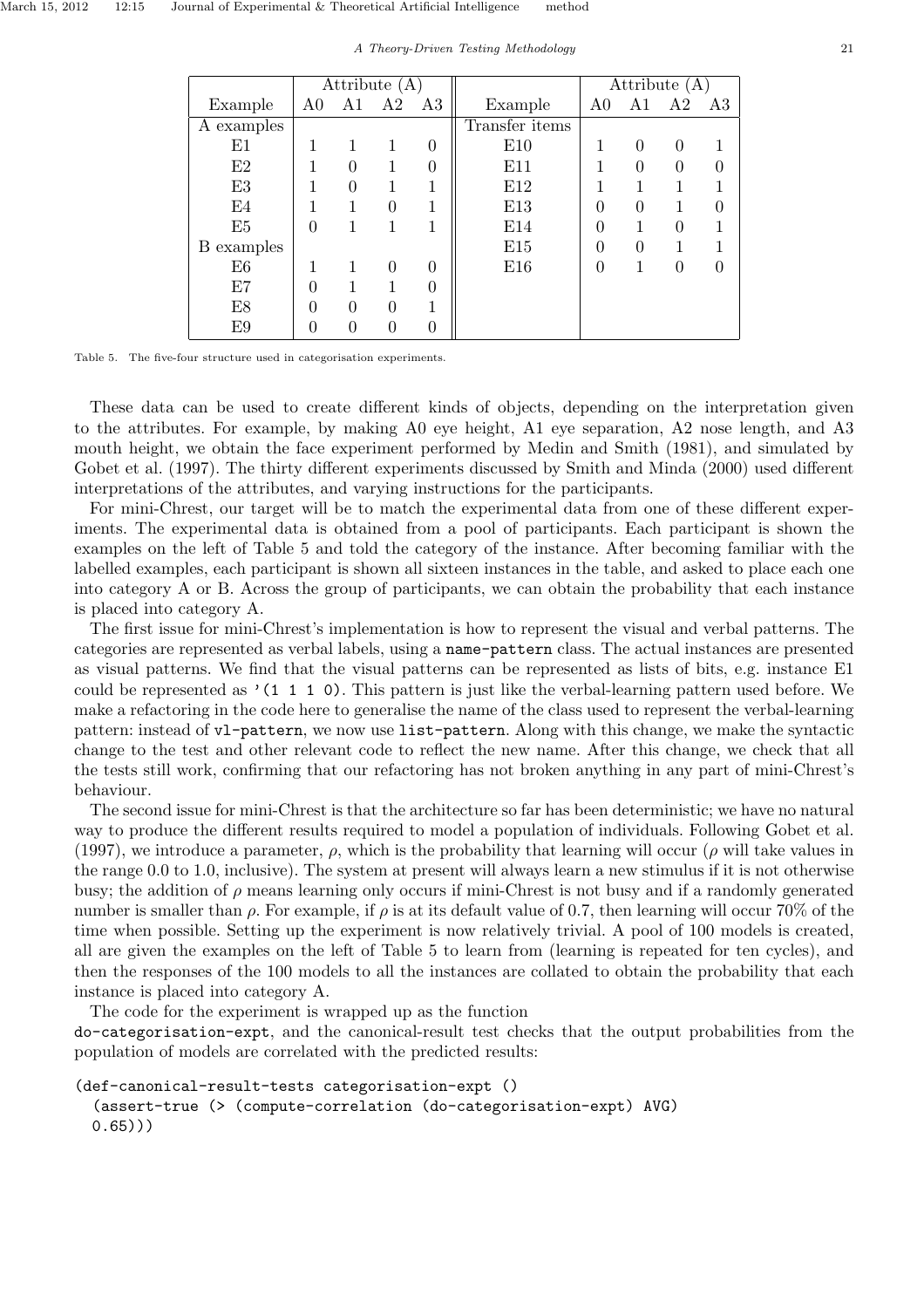| Example | Attribute (A) | | | | Example | Attribute (A) | | | |
|---|---|---|---|---|---|---|---|---|---|
| | A0 | A1 | A2 | A3 | | A0 | A1 | A2 | A3 |
| A examples | | | | | Transfer items | | | | |
| E1 | 1 | 1 | 1 | 0 | E10 | 1 | 0 | 0 | 1 |
| E2 | 1 | 0 | 1 | 0 | E11 | 1 | 0 | 0 | 0 |
| E3 | 1 | 0 | 1 | 1 | E12 | 1 | 1 | 1 | 1 |
| E4 | 1 | 1 | 0 | 1 | E13 | 0 | 0 | 1 | 0 |
| E5 | 0 | 1 | 1 | 1 | E14 | 0 | 1 | 0 | 1 |
| B examples | | | | | E15 | 0 | 0 | 1 | 1 |
| E6 | 1 | 1 | 0 | 0 | E16 | 0 | 1 | 0 | 0 |
| E7 | 0 | 1 | 1 | 0 | | | | | |
| E8 | 0 | 0 | 0 | 1 | | | | | |
| E9 | 0 | 0 | 0 | 0 | | | | | |

Table 5. The five-four structure used in categorisation experiments.

These data can be used to create different kinds of objects, depending on the interpretation given to the attributes. For example, by making A0 eye height, A1 eye separation, A2 nose length, and A3 mouth height, we obtain the face experiment performed by Medin and Smith (1981), and simulated by Gobet et al. (1997). The thirty different experiments discussed by Smith and Minda (2000) used different interpretations of the attributes, and varying instructions for the participants.

For mini-Chrest, our target will be to match the experimental data from one of these different experiments. The experimental data is obtained from a pool of participants. Each participant is shown the examples on the left of Table 5 and told the category of the instance. After becoming familiar with the labelled examples, each participant is shown all sixteen instances in the table, and asked to place each one into category A or B. Across the group of participants, we can obtain the probability that each instance is placed into category A.

The first issue for mini-Chrest's implementation is how to represent the visual and verbal patterns. The categories are represented as verbal labels, using a `name-pattern` class. The actual instances are presented as visual patterns. We find that the visual patterns can be represented as lists of bits, e.g. instance E1 could be represented as `'(1 1 1 0)`. This pattern is just like the verbal-learning pattern used before. We make a refactoring in the code here to generalise the name of the class used to represent the verbal-learning pattern: instead of `vl-pattern`, we now use `list-pattern`. Along with this change, we make the syntactic change to the test and other relevant code to reflect the new name. After this change, we check that all the tests still work, confirming that our refactoring has not broken anything in any part of mini-Chrest's behaviour.

The second issue for mini-Chrest is that the architecture so far has been deterministic; we have no natural way to produce the different results required to model a population of individuals. Following Gobet et al. (1997), we introduce a parameter, $\rho$, which is the probability that learning will occur ($\rho$ will take values in the range 0.0 to 1.0, inclusive). The system at present will always learn a new stimulus if it is not otherwise busy; the addition of $\rho$ means learning only occurs if mini-Chrest is not busy and if a randomly generated number is smaller than $\rho$. For example, if $\rho$ is at its default value of 0.7, then learning will occur 70% of the time when possible. Setting up the experiment is now relatively trivial. A pool of 100 models is created, all are given the examples on the left of Table 5 to learn from (learning is repeated for ten cycles), and then the responses of the 100 models to all the instances are collated to obtain the probability that each instance is placed into category A.

The code for the experiment is wrapped up as the function `do-categorisation-expt`, and the canonical-result test checks that the output probabilities from the population of models are correlated with the predicted results:

```
(def-canonical-result-tests categorisation-expt ()
  (assert-true (> (compute-correlation (do-categorisation-expt) AVG)
  0.65)))
```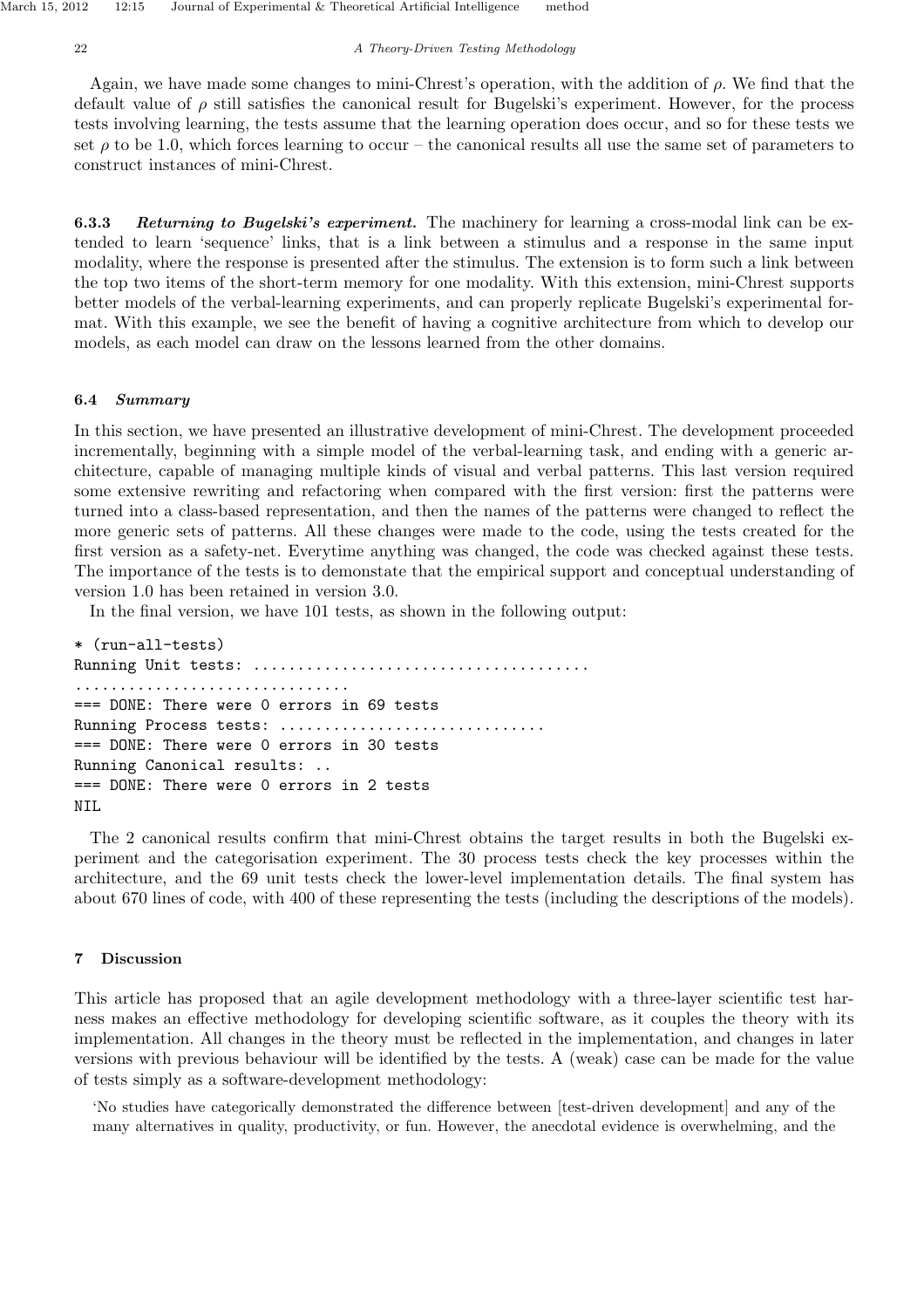Again, we have made some changes to mini-Chrest's operation, with the addition of $\rho$. We find that the default value of $\rho$ still satisfies the canonical result for Bugelski's experiment. However, for the process tests involving learning, the tests assume that the learning operation does occur, and so for these tests we set $\rho$ to be 1.0, which forces learning to occur – the canonical results all use the same set of parameters to construct instances of mini-Chrest.

#### 6.3.3 *Returning to Bugelski's experiment.*

The machinery for learning a cross-modal link can be extended to learn 'sequence' links, that is a link between a stimulus and a response in the same input modality, where the response is presented after the stimulus. The extension is to form such a link between the top two items of the short-term memory for one modality. With this extension, mini-Chrest supports better models of the verbal-learning experiments, and can properly replicate Bugelski's experimental format. With this example, we see the benefit of having a cognitive architecture from which to develop our models, as each model can draw on the lessons learned from the other domains.

### 6.4 *Summary*

In this section, we have presented an illustrative development of mini-Chrest. The development proceeded incrementally, beginning with a simple model of the verbal-learning task, and ending with a generic architecture, capable of managing multiple kinds of visual and verbal patterns. This last version required some extensive rewriting and refactoring when compared with the first version: first the patterns were turned into a class-based representation, and then the names of the patterns were changed to reflect the more generic sets of patterns. All these changes were made to the code, using the tests created for the first version as a safety-net. Everytime anything was changed, the code was checked against these tests. The importance of the tests is to demonstate that the empirical support and conceptual understanding of version 1.0 has been retained in version 3.0.

In the final version, we have 101 tests, as shown in the following output:

```
* (run-all-tests)
Running Unit tests: ....................................
...............................
=== DONE: There were 0 errors in 69 tests
Running Process tests: .............................
=== DONE: There were 0 errors in 30 tests
Running Canonical results: ..
=== DONE: There were 0 errors in 2 tests
NIL
```

The 2 canonical results confirm that mini-Chrest obtains the target results in both the Bugelski experiment and the categorisation experiment. The 30 process tests check the key processes within the architecture, and the 69 unit tests check the lower-level implementation details. The final system has about 670 lines of code, with 400 of these representing the tests (including the descriptions of the models).

## 7 Discussion

This article has proposed that an agile development methodology with a three-layer scientific test harness makes an effective methodology for developing scientific software, as it couples the theory with its implementation. All changes in the theory must be reflected in the implementation, and changes in later versions with previous behaviour will be identified by the tests. A (weak) case can be made for the value of tests simply as a software-development methodology:

> 'No studies have categorically demonstrated the difference between [test-driven development] and any of the many alternatives in quality, productivity, or fun. However, the anecdotal evidence is overwhelming, and the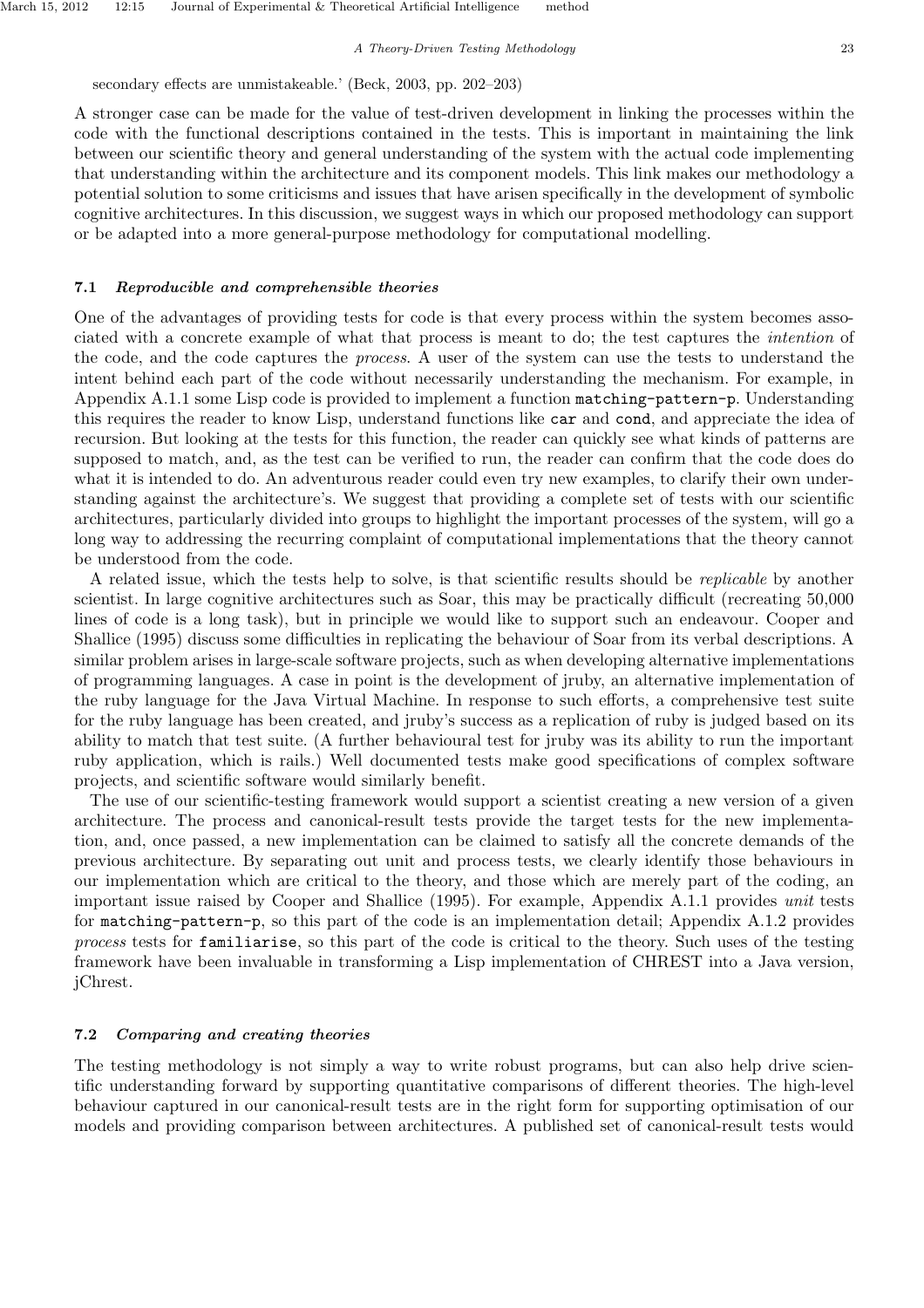secondary effects are unmistakeable.' (Beck, 2003, pp. 202–203)

A stronger case can be made for the value of test-driven development in linking the processes within the code with the functional descriptions contained in the tests. This is important in maintaining the link between our scientific theory and general understanding of the system with the actual code implementing that understanding within the architecture and its component models. This link makes our methodology a potential solution to some criticisms and issues that have arisen specifically in the development of symbolic cognitive architectures. In this discussion, we suggest ways in which our proposed methodology can support or be adapted into a more general-purpose methodology for computational modelling.

### 7.1 *Reproducible and comprehensible theories*

One of the advantages of providing tests for code is that every process within the system becomes associated with a concrete example of what that process is meant to do; the test captures the *intention* of the code, and the code captures the *process*. A user of the system can use the tests to understand the intent behind each part of the code without necessarily understanding the mechanism. For example, in Appendix A.1.1 some Lisp code is provided to implement a function `matching-pattern-p`. Understanding this requires the reader to know Lisp, understand functions like `car` and `cond`, and appreciate the idea of recursion. But looking at the tests for this function, the reader can quickly see what kinds of patterns are supposed to match, and, as the test can be verified to run, the reader can confirm that the code does do what it is intended to do. An adventurous reader could even try new examples, to clarify their own understanding against the architecture's. We suggest that providing a complete set of tests with our scientific architectures, particularly divided into groups to highlight the important processes of the system, will go a long way to addressing the recurring complaint of computational implementations that the theory cannot be understood from the code.

A related issue, which the tests help to solve, is that scientific results should be *replicable* by another scientist. In large cognitive architectures such as Soar, this may be practically difficult (recreating 50,000 lines of code is a long task), but in principle we would like to support such an endeavour. Cooper and Shallice (1995) discuss some difficulties in replicating the behaviour of Soar from its verbal descriptions. A similar problem arises in large-scale software projects, such as when developing alternative implementations of programming languages. A case in point is the development of jruby, an alternative implementation of the ruby language for the Java Virtual Machine. In response to such efforts, a comprehensive test suite for the ruby language has been created, and jruby's success as a replication of ruby is judged based on its ability to match that test suite. (A further behavioural test for jruby was its ability to run the important ruby application, which is rails.) Well documented tests make good specifications of complex software projects, and scientific software would similarly benefit.

The use of our scientific-testing framework would support a scientist creating a new version of a given architecture. The process and canonical-result tests provide the target tests for the new implementation, and, once passed, a new implementation can be claimed to satisfy all the concrete demands of the previous architecture. By separating out unit and process tests, we clearly identify those behaviours in our implementation which are critical to the theory, and those which are merely part of the coding, an important issue raised by Cooper and Shallice (1995). For example, Appendix A.1.1 provides *unit* tests for `matching-pattern-p`, so this part of the code is an implementation detail; Appendix A.1.2 provides *process* tests for `familiarise`, so this part of the code is critical to the theory. Such uses of the testing framework have been invaluable in transforming a Lisp implementation of CHREST into a Java version, jChrest.

### 7.2 *Comparing and creating theories*

The testing methodology is not simply a way to write robust programs, but can also help drive scientific understanding forward by supporting quantitative comparisons of different theories. The high-level behaviour captured in our canonical-result tests are in the right form for supporting optimisation of our models and providing comparison between architectures. A published set of canonical-result tests would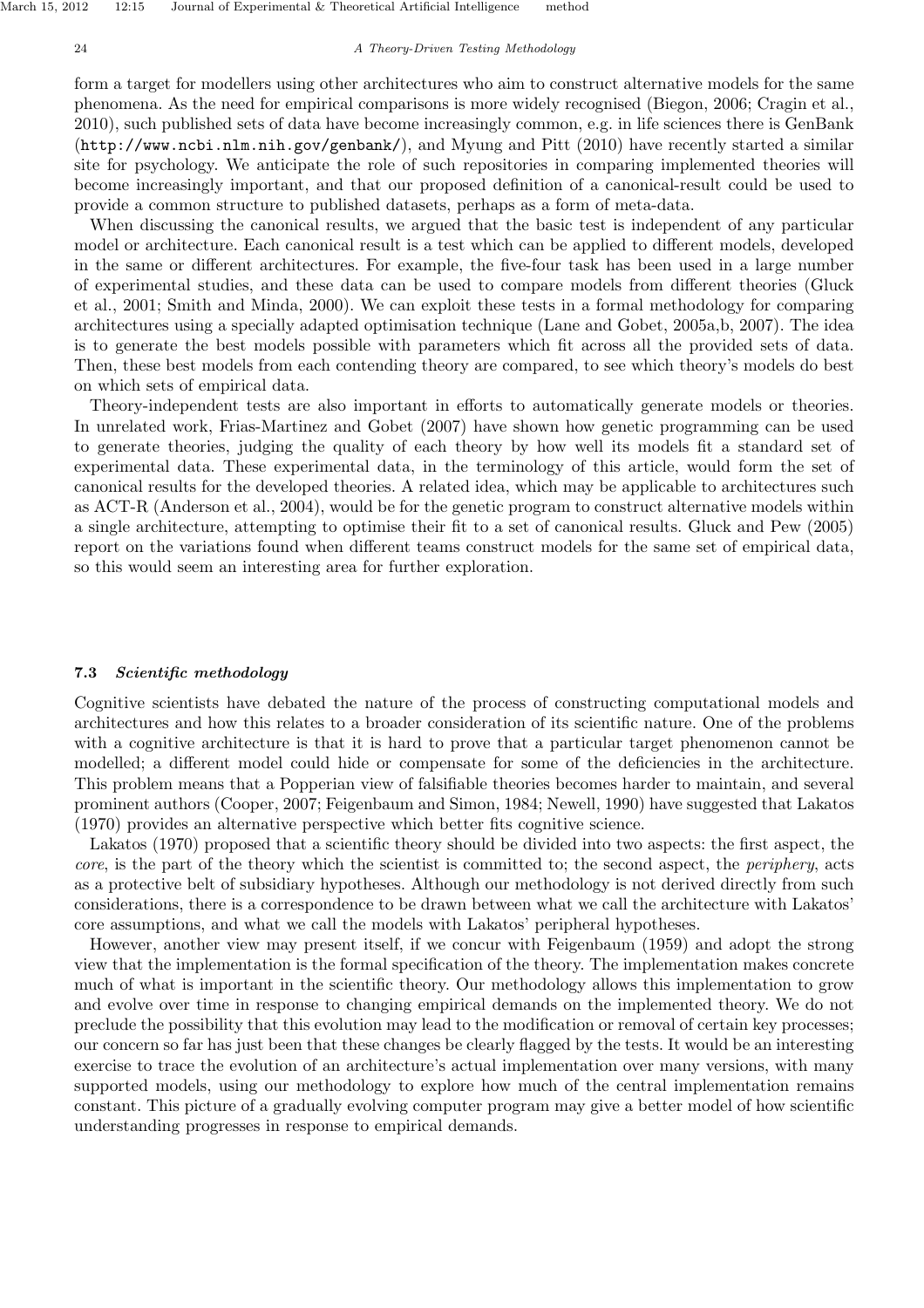form a target for modellers using other architectures who aim to construct alternative models for the same phenomena. As the need for empirical comparisons is more widely recognised (Biegon, 2006; Cragin et al., 2010), such published sets of data have become increasingly common, e.g. in life sciences there is GenBank (http://www.ncbi.nlm.nih.gov/genbank/), and Myung and Pitt (2010) have recently started a similar site for psychology. We anticipate the role of such repositories in comparing implemented theories will become increasingly important, and that our proposed definition of a canonical-result could be used to provide a common structure to published datasets, perhaps as a form of meta-data.

When discussing the canonical results, we argued that the basic test is independent of any particular model or architecture. Each canonical result is a test which can be applied to different models, developed in the same or different architectures. For example, the five-four task has been used in a large number of experimental studies, and these data can be used to compare models from different theories (Gluck et al., 2001; Smith and Minda, 2000). We can exploit these tests in a formal methodology for comparing architectures using a specially adapted optimisation technique (Lane and Gobet, 2005a,b, 2007). The idea is to generate the best models possible with parameters which fit across all the provided sets of data. Then, these best models from each contending theory are compared, to see which theory's models do best on which sets of empirical data.

Theory-independent tests are also important in efforts to automatically generate models or theories. In unrelated work, Frias-Martinez and Gobet (2007) have shown how genetic programming can be used to generate theories, judging the quality of each theory by how well its models fit a standard set of experimental data. These experimental data, in the terminology of this article, would form the set of canonical results for the developed theories. A related idea, which may be applicable to architectures such as ACT-R (Anderson et al., 2004), would be for the genetic program to construct alternative models within a single architecture, attempting to optimise their fit to a set of canonical results. Gluck and Pew (2005) report on the variations found when different teams construct models for the same set of empirical data, so this would seem an interesting area for further exploration.

### 7.3 *Scientific methodology*

Cognitive scientists have debated the nature of the process of constructing computational models and architectures and how this relates to a broader consideration of its scientific nature. One of the problems with a cognitive architecture is that it is hard to prove that a particular target phenomenon cannot be modelled; a different model could hide or compensate for some of the deficiencies in the architecture. This problem means that a Popperian view of falsifiable theories becomes harder to maintain, and several prominent authors (Cooper, 2007; Feigenbaum and Simon, 1984; Newell, 1990) have suggested that Lakatos (1970) provides an alternative perspective which better fits cognitive science.

Lakatos (1970) proposed that a scientific theory should be divided into two aspects: the first aspect, the *core*, is the part of the theory which the scientist is committed to; the second aspect, the *periphery*, acts as a protective belt of subsidiary hypotheses. Although our methodology is not derived directly from such considerations, there is a correspondence to be drawn between what we call the architecture with Lakatos' core assumptions, and what we call the models with Lakatos' peripheral hypotheses.

However, another view may present itself, if we concur with Feigenbaum (1959) and adopt the strong view that the implementation is the formal specification of the theory. The implementation makes concrete much of what is important in the scientific theory. Our methodology allows this implementation to grow and evolve over time in response to changing empirical demands on the implemented theory. We do not preclude the possibility that this evolution may lead to the modification or removal of certain key processes; our concern so far has just been that these changes be clearly flagged by the tests. It would be an interesting exercise to trace the evolution of an architecture's actual implementation over many versions, with many supported models, using our methodology to explore how much of the central implementation remains constant. This picture of a gradually evolving computer program may give a better model of how scientific understanding progresses in response to empirical demands.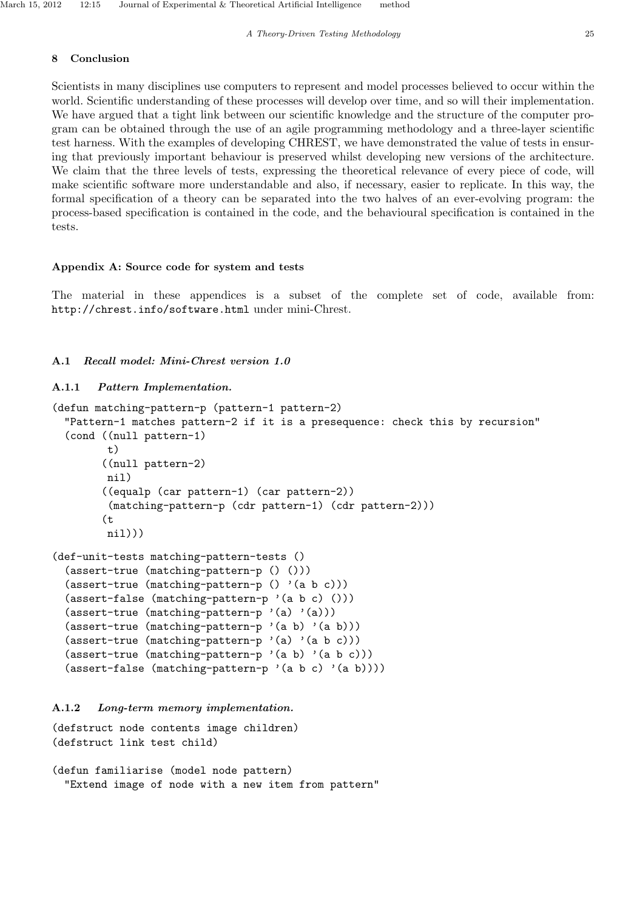## 8 Conclusion

Scientists in many disciplines use computers to represent and model processes believed to occur within the world. Scientific understanding of these processes will develop over time, and so will their implementation. We have argued that a tight link between our scientific knowledge and the structure of the computer program can be obtained through the use of an agile programming methodology and a three-layer scientific test harness. With the examples of developing CHREST, we have demonstrated the value of tests in ensuring that previously important behaviour is preserved whilst developing new versions of the architecture. We claim that the three levels of tests, expressing the theoretical relevance of every piece of code, will make scientific software more understandable and also, if necessary, easier to replicate. In this way, the formal specification of a theory can be separated into the two halves of an ever-evolving program: the process-based specification is contained in the code, and the behavioural specification is contained in the tests.

## Appendix A: Source code for system and tests

The material in these appendices is a subset of the complete set of code, available from: `http://chrest.info/software.html` under mini-Chrest.

### A.1 *Recall model: Mini-Chrest version 1.0*

#### A.1.1 *Pattern Implementation.*

```
(defun matching-pattern-p (pattern-1 pattern-2)
  "Pattern-1 matches pattern-2 if it is a presequence: check this by recursion"
  (cond ((null pattern-1)
         t)
        ((null pattern-2)
         nil)
        ((equalp (car pattern-1) (car pattern-2))
         (matching-pattern-p (cdr pattern-1) (cdr pattern-2)))
        (t
         nil)))

(def-unit-tests matching-pattern-tests ()
  (assert-true (matching-pattern-p () ()))
  (assert-true (matching-pattern-p () '(a b c)))
  (assert-false (matching-pattern-p '(a b c) ()))
  (assert-true (matching-pattern-p '(a) '(a)))
  (assert-true (matching-pattern-p '(a b) '(a b)))
  (assert-true (matching-pattern-p '(a) '(a b c)))
  (assert-true (matching-pattern-p '(a b) '(a b c)))
  (assert-false (matching-pattern-p '(a b c) '(a b))))
```

#### A.1.2 *Long-term memory implementation.*

```
(defstruct node contents image children)
(defstruct link test child)

(defun familiarise (model node pattern)
  "Extend image of node with a new item from pattern"
```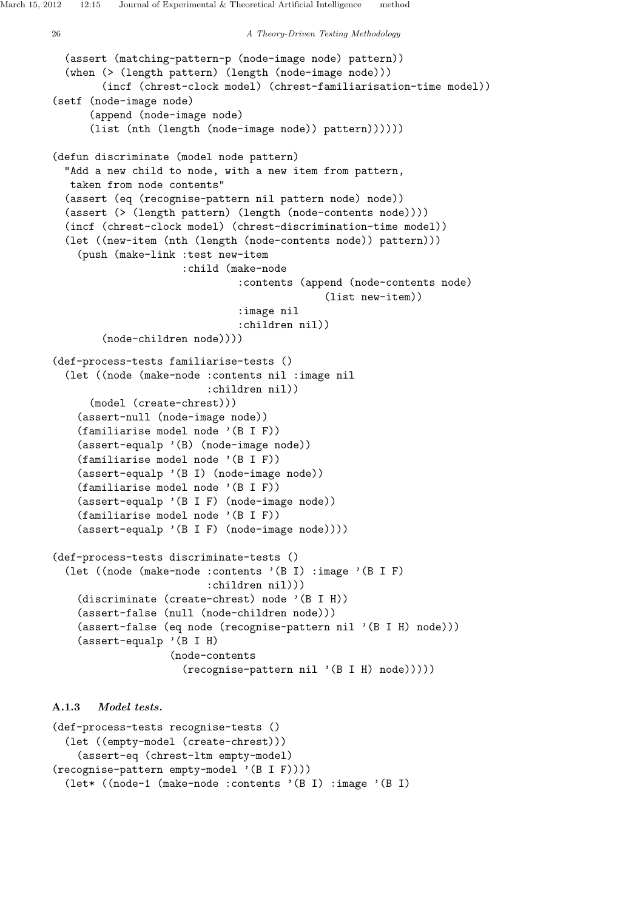```
  (assert (matching-pattern-p (node-image node) pattern))
  (when (> (length pattern) (length (node-image node)))
        (incf (chrest-clock model) (chrest-familiarisation-time model))
(setf (node-image node)
      (append (node-image node)
      (list (nth (length (node-image node)) pattern))))))

(defun discriminate (model node pattern)
  "Add a new child to node, with a new item from pattern,
   taken from node contents"
  (assert (eq (recognise-pattern nil pattern node) node))
  (assert (> (length pattern) (length (node-contents node))))
  (incf (chrest-clock model) (chrest-discrimination-time model))
  (let ((new-item (nth (length (node-contents node)) pattern)))
    (push (make-link :test new-item
                     :child (make-node
                             :contents (append (node-contents node)
                                               (list new-item))
                             :image nil
                             :children nil))
        (node-children node))))

(def-process-tests familiarise-tests ()
  (let ((node (make-node :contents nil :image nil
                         :children nil))
      (model (create-chrest)))
    (assert-null (node-image node))
    (familiarise model node '(B I F))
    (assert-equalp '(B) (node-image node))
    (familiarise model node '(B I F))
    (assert-equalp '(B I) (node-image node))
    (familiarise model node '(B I F))
    (assert-equalp '(B I F) (node-image node))
    (familiarise model node '(B I F))
    (assert-equalp '(B I F) (node-image node))))

(def-process-tests discriminate-tests ()
  (let ((node (make-node :contents '(B I) :image '(B I F)
                         :children nil)))
    (discriminate (create-chrest) node '(B I H))
    (assert-false (null (node-children node)))
    (assert-false (eq node (recognise-pattern nil '(B I H) node)))
    (assert-equalp '(B I H)
                  (node-contents
                    (recognise-pattern nil '(B I H) node)))))
```

### A.1.3 *Model tests.*

```
(def-process-tests recognise-tests ()
  (let ((empty-model (create-chrest)))
    (assert-eq (chrest-ltm empty-model)
(recognise-pattern empty-model '(B I F))))
  (let* ((node-1 (make-node :contents '(B I) :image '(B I)
```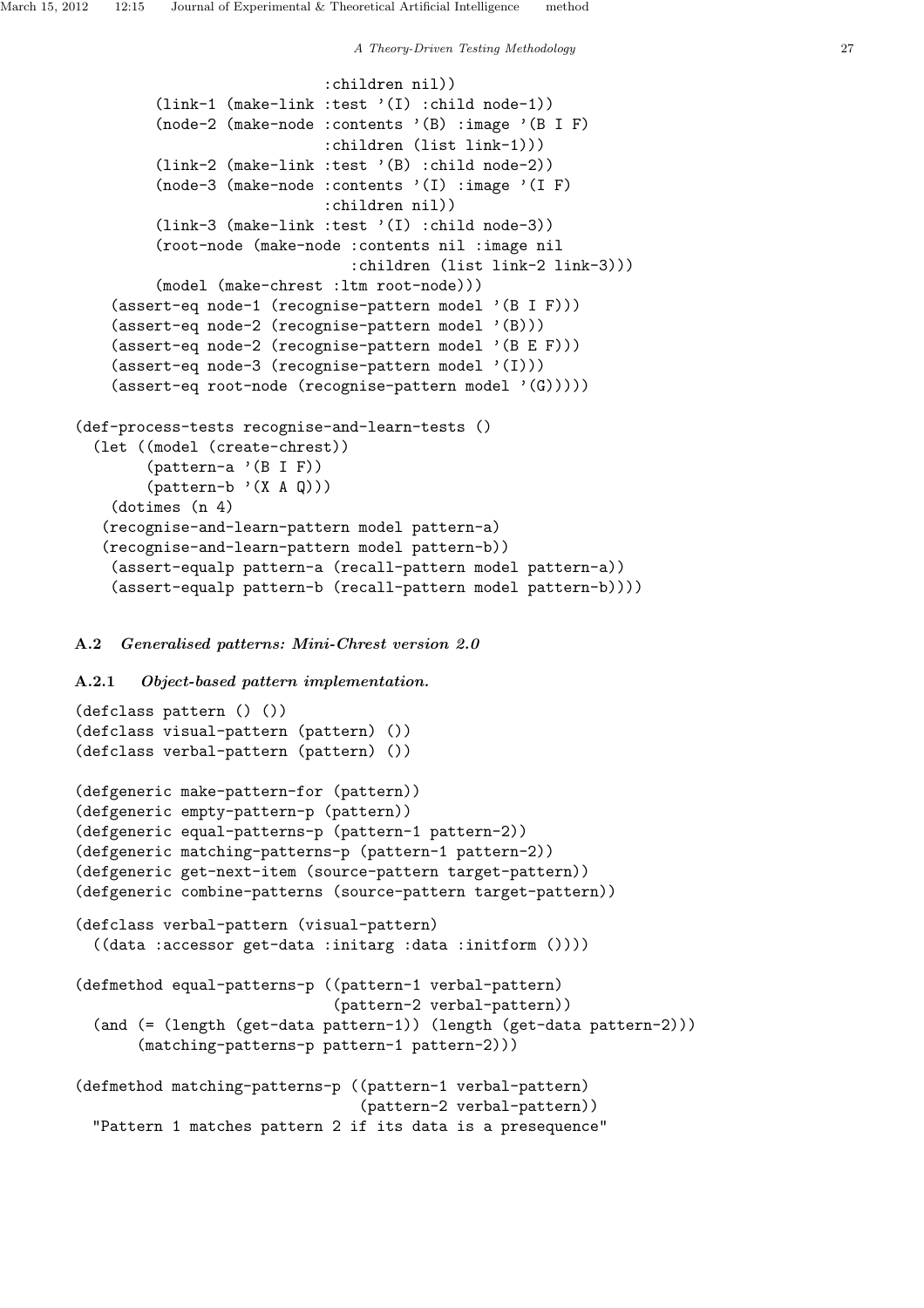```
                         :children nil))
         (link-1 (make-link :test '(I) :child node-1))
         (node-2 (make-node :contents '(B) :image '(B I F)
                            :children (list link-1)))
         (link-2 (make-link :test '(B) :child node-2))
         (node-3 (make-node :contents '(I) :image '(I F)
                            :children nil))
         (link-3 (make-link :test '(I) :child node-3))
         (root-node (make-node :contents nil :image nil
                               :children (list link-2 link-3)))
         (model (make-chrest :ltm root-node)))
    (assert-eq node-1 (recognise-pattern model '(B I F)))
    (assert-eq node-2 (recognise-pattern model '(B)))
    (assert-eq node-2 (recognise-pattern model '(B E F)))
    (assert-eq node-3 (recognise-pattern model '(I)))
    (assert-eq root-node (recognise-pattern model '(G)))))

(def-process-tests recognise-and-learn-tests ()
  (let ((model (create-chrest))
        (pattern-a '(B I F))
        (pattern-b '(X A Q)))
    (dotimes (n 4)
   (recognise-and-learn-pattern model pattern-a)
   (recognise-and-learn-pattern model pattern-b))
    (assert-equalp pattern-a (recall-pattern model pattern-a))
    (assert-equalp pattern-b (recall-pattern model pattern-b))))
```

### A.2 *Generalised patterns: Mini-Chrest version 2.0*

#### A.2.1 *Object-based pattern implementation.*

```
(defclass pattern () ())
(defclass visual-pattern (pattern) ())
(defclass verbal-pattern (pattern) ())

(defgeneric make-pattern-for (pattern))
(defgeneric empty-pattern-p (pattern))
(defgeneric equal-patterns-p (pattern-1 pattern-2))
(defgeneric matching-patterns-p (pattern-1 pattern-2))
(defgeneric get-next-item (source-pattern target-pattern))
(defgeneric combine-patterns (source-pattern target-pattern))

(defclass verbal-pattern (visual-pattern)
  ((data :accessor get-data :initarg :data :initform ())))

(defmethod equal-patterns-p ((pattern-1 verbal-pattern)
                             (pattern-2 verbal-pattern))
  (and (= (length (get-data pattern-1)) (length (get-data pattern-2)))
       (matching-patterns-p pattern-1 pattern-2)))

(defmethod matching-patterns-p ((pattern-1 verbal-pattern)
                                (pattern-2 verbal-pattern))
  "Pattern 1 matches pattern 2 if its data is a presequence"
```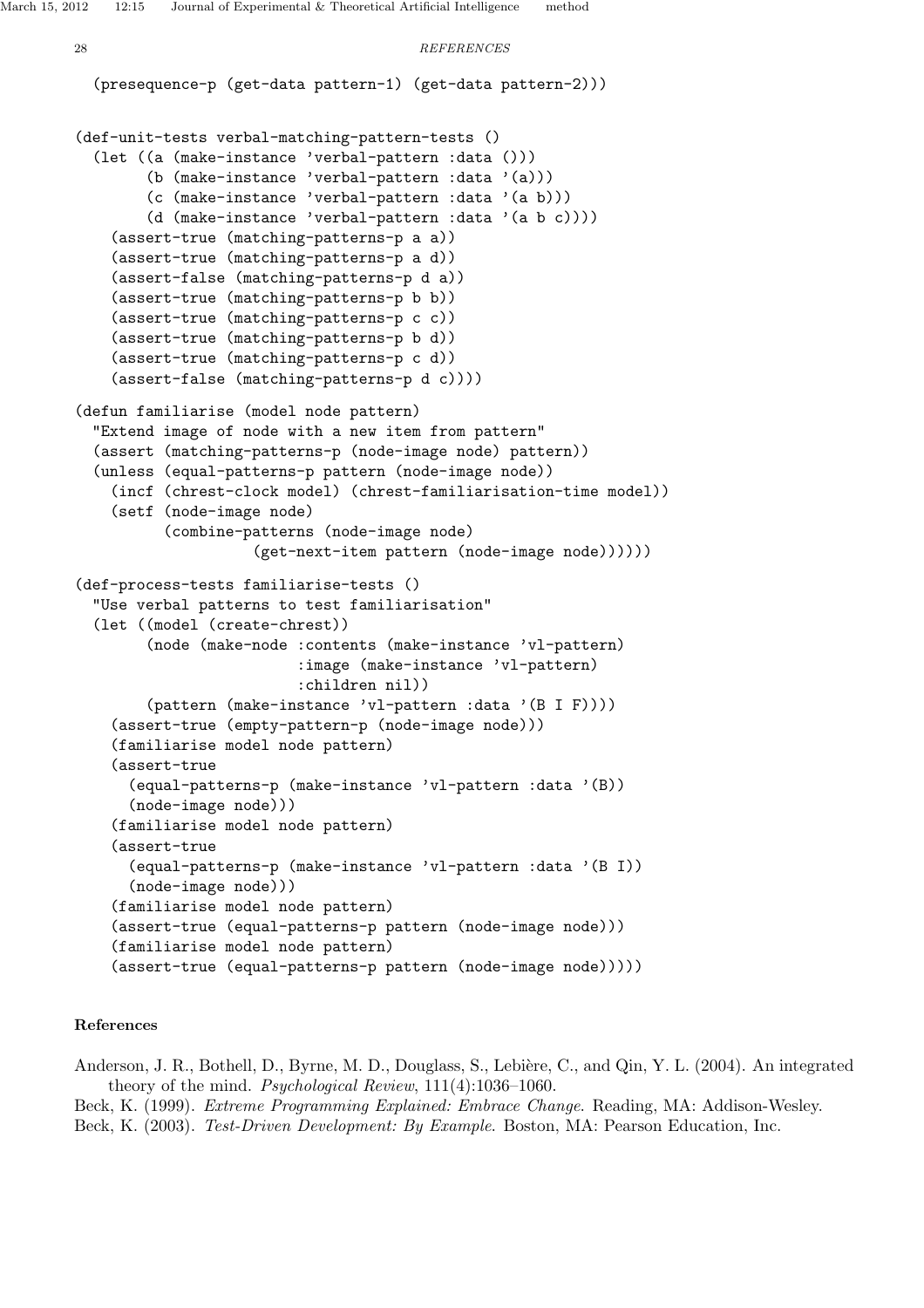```
  (presequence-p (get-data pattern-1) (get-data pattern-2)))

(def-unit-tests verbal-matching-pattern-tests ()
  (let ((a (make-instance 'verbal-pattern :data ()))
        (b (make-instance 'verbal-pattern :data '(a)))
        (c (make-instance 'verbal-pattern :data '(a b)))
        (d (make-instance 'verbal-pattern :data '(a b c))))
    (assert-true (matching-patterns-p a a))
    (assert-true (matching-patterns-p a d))
    (assert-false (matching-patterns-p d a))
    (assert-true (matching-patterns-p b b))
    (assert-true (matching-patterns-p c c))
    (assert-true (matching-patterns-p b d))
    (assert-true (matching-patterns-p c d))
    (assert-false (matching-patterns-p d c))))

(defun familiarise (model node pattern)
  "Extend image of node with a new item from pattern"
  (assert (matching-patterns-p (node-image node) pattern))
  (unless (equal-patterns-p pattern (node-image node))
    (incf (chrest-clock model) (chrest-familiarisation-time model))
    (setf (node-image node)
          (combine-patterns (node-image node)
                     (get-next-item pattern (node-image node))))))

(def-process-tests familiarise-tests ()
  "Use verbal patterns to test familiarisation"
  (let ((model (create-chrest))
        (node (make-node :contents (make-instance 'vl-pattern)
                         :image (make-instance 'vl-pattern)
                         :children nil))
        (pattern (make-instance 'vl-pattern :data '(B I F))))
    (assert-true (empty-pattern-p (node-image node)))
    (familiarise model node pattern)
    (assert-true
      (equal-patterns-p (make-instance 'vl-pattern :data '(B))
      (node-image node)))
    (familiarise model node pattern)
    (assert-true
      (equal-patterns-p (make-instance 'vl-pattern :data '(B I))
      (node-image node)))
    (familiarise model node pattern)
    (assert-true (equal-patterns-p pattern (node-image node)))
    (familiarise model node pattern)
    (assert-true (equal-patterns-p pattern (node-image node)))))
```

## References

Anderson, J. R., Bothell, D., Byrne, M. D., Douglass, S., Lebière, C., and Qin, Y. L. (2004). An integrated theory of the mind. *Psychological Review*, 111(4):1036–1060.

Beck, K. (1999). *Extreme Programming Explained: Embrace Change*. Reading, MA: Addison-Wesley.

Beck, K. (2003). *Test-Driven Development: By Example*. Boston, MA: Pearson Education, Inc.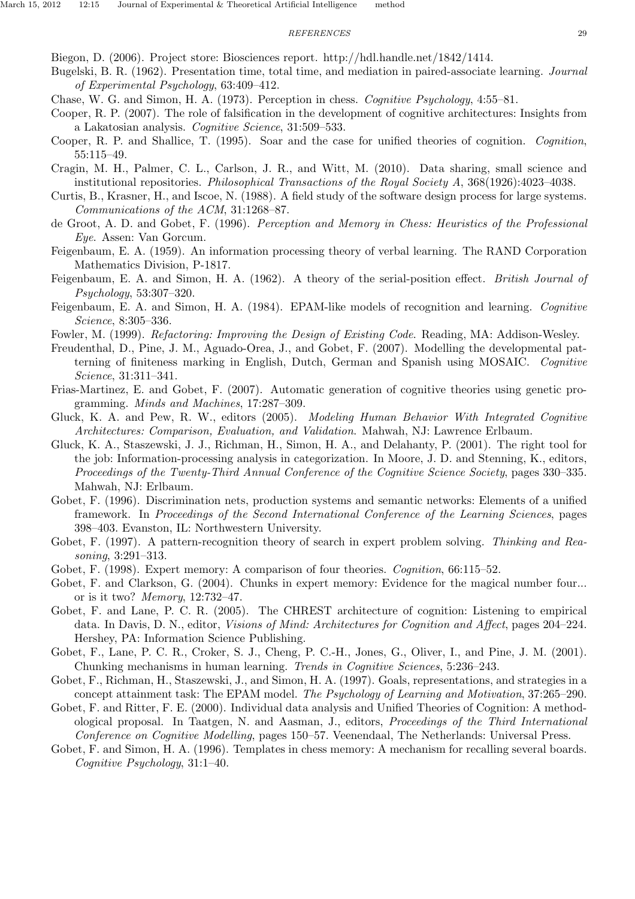Biegon, D. (2006). Project store: Biosciences report. http://hdl.handle.net/1842/1414.

Bugelski, B. R. (1962). Presentation time, total time, and mediation in paired-associate learning. *Journal of Experimental Psychology*, 63:409–412.

Chase, W. G. and Simon, H. A. (1973). Perception in chess. *Cognitive Psychology*, 4:55–81.

Cooper, R. P. (2007). The role of falsification in the development of cognitive architectures: Insights from a Lakatosian analysis. *Cognitive Science*, 31:509–533.

Cooper, R. P. and Shallice, T. (1995). Soar and the case for unified theories of cognition. *Cognition*, 55:115–49.

Cragin, M. H., Palmer, C. L., Carlson, J. R., and Witt, M. (2010). Data sharing, small science and institutional repositories. *Philosophical Transactions of the Royal Society A*, 368(1926):4023–4038.

Curtis, B., Krasner, H., and Iscoe, N. (1988). A field study of the software design process for large systems. *Communications of the ACM*, 31:1268–87.

de Groot, A. D. and Gobet, F. (1996). *Perception and Memory in Chess: Heuristics of the Professional Eye*. Assen: Van Gorcum.

Feigenbaum, E. A. (1959). An information processing theory of verbal learning. The RAND Corporation Mathematics Division, P-1817.

Feigenbaum, E. A. and Simon, H. A. (1962). A theory of the serial-position effect. *British Journal of Psychology*, 53:307–320.

Feigenbaum, E. A. and Simon, H. A. (1984). EPAM-like models of recognition and learning. *Cognitive Science*, 8:305–336.

Fowler, M. (1999). *Refactoring: Improving the Design of Existing Code*. Reading, MA: Addison-Wesley.

Freudenthal, D., Pine, J. M., Aguado-Orea, J., and Gobet, F. (2007). Modelling the developmental patterning of finiteness marking in English, Dutch, German and Spanish using MOSAIC. *Cognitive Science*, 31:311–341.

Frias-Martinez, E. and Gobet, F. (2007). Automatic generation of cognitive theories using genetic programming. *Minds and Machines*, 17:287–309.

Gluck, K. A. and Pew, R. W., editors (2005). *Modeling Human Behavior With Integrated Cognitive Architectures: Comparison, Evaluation, and Validation*. Mahwah, NJ: Lawrence Erlbaum.

Gluck, K. A., Staszewski, J. J., Richman, H., Simon, H. A., and Delahanty, P. (2001). The right tool for the job: Information-processing analysis in categorization. In Moore, J. D. and Stenning, K., editors, *Proceedings of the Twenty-Third Annual Conference of the Cognitive Science Society*, pages 330–335. Mahwah, NJ: Erlbaum.

Gobet, F. (1996). Discrimination nets, production systems and semantic networks: Elements of a unified framework. In *Proceedings of the Second International Conference of the Learning Sciences*, pages 398–403. Evanston, IL: Northwestern University.

Gobet, F. (1997). A pattern-recognition theory of search in expert problem solving. *Thinking and Reasoning*, 3:291–313.

Gobet, F. (1998). Expert memory: A comparison of four theories. *Cognition*, 66:115–52.

Gobet, F. and Clarkson, G. (2004). Chunks in expert memory: Evidence for the magical number four... or is it two? *Memory*, 12:732–47.

Gobet, F. and Lane, P. C. R. (2005). The CHREST architecture of cognition: Listening to empirical data. In Davis, D. N., editor, *Visions of Mind: Architectures for Cognition and Affect*, pages 204–224. Hershey, PA: Information Science Publishing.

Gobet, F., Lane, P. C. R., Croker, S. J., Cheng, P. C.-H., Jones, G., Oliver, I., and Pine, J. M. (2001). Chunking mechanisms in human learning. *Trends in Cognitive Sciences*, 5:236–243.

Gobet, F., Richman, H., Staszewski, J., and Simon, H. A. (1997). Goals, representations, and strategies in a concept attainment task: The EPAM model. *The Psychology of Learning and Motivation*, 37:265–290.

Gobet, F. and Ritter, F. E. (2000). Individual data analysis and Unified Theories of Cognition: A methodological proposal. In Taatgen, N. and Aasman, J., editors, *Proceedings of the Third International Conference on Cognitive Modelling*, pages 150–57. Veenendaal, The Netherlands: Universal Press.

Gobet, F. and Simon, H. A. (1996). Templates in chess memory: A mechanism for recalling several boards. *Cognitive Psychology*, 31:1–40.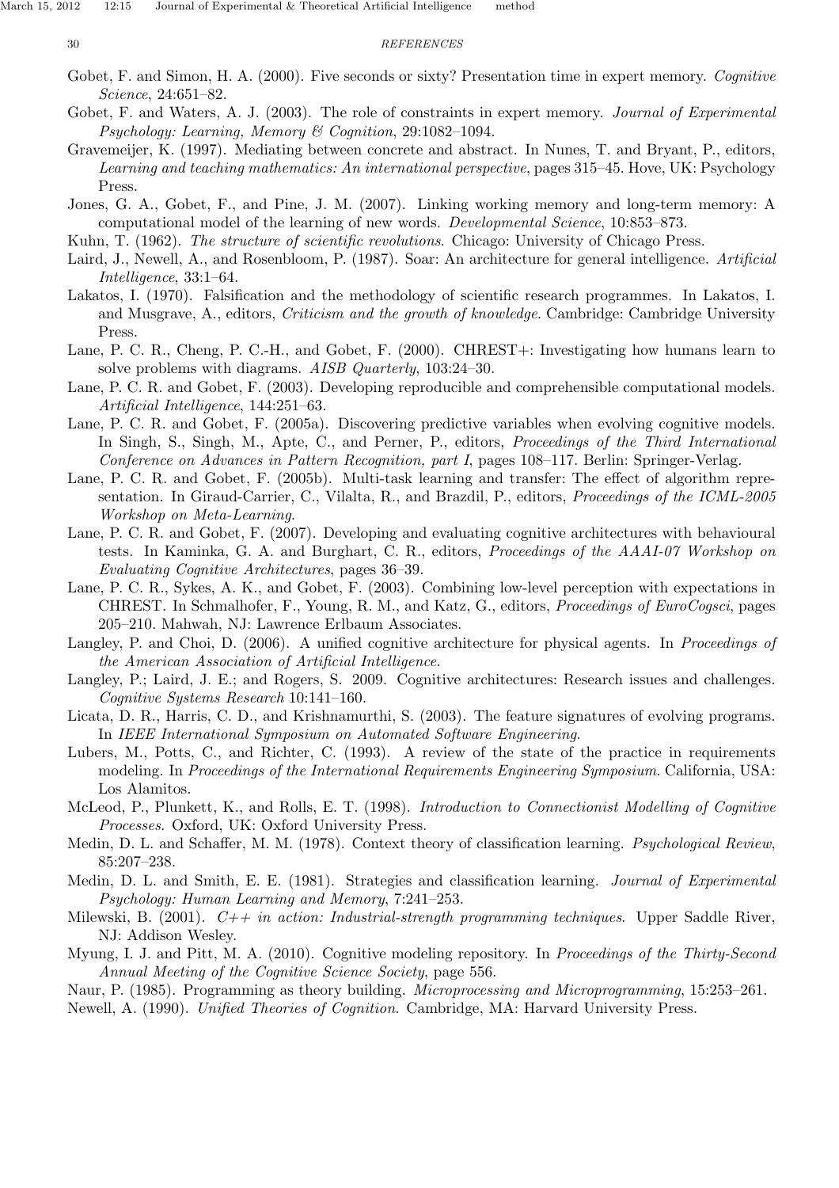Gobet, F. and Simon, H. A. (2000). Five seconds or sixty? Presentation time in expert memory. *Cognitive Science*, 24:651–82.

Gobet, F. and Waters, A. J. (2003). The role of constraints in expert memory. *Journal of Experimental Psychology: Learning, Memory & Cognition*, 29:1082–1094.

Gravemeijer, K. (1997). Mediating between concrete and abstract. In Nunes, T. and Bryant, P., editors, *Learning and teaching mathematics: An international perspective*, pages 315–45. Hove, UK: Psychology Press.

Jones, G. A., Gobet, F., and Pine, J. M. (2007). Linking working memory and long-term memory: A computational model of the learning of new words. *Developmental Science*, 10:853–873.

Kuhn, T. (1962). *The structure of scientific revolutions*. Chicago: University of Chicago Press.

Laird, J., Newell, A., and Rosenbloom, P. (1987). Soar: An architecture for general intelligence. *Artificial Intelligence*, 33:1–64.

Lakatos, I. (1970). Falsification and the methodology of scientific research programmes. In Lakatos, I. and Musgrave, A., editors, *Criticism and the growth of knowledge*. Cambridge: Cambridge University Press.

Lane, P. C. R., Cheng, P. C.-H., and Gobet, F. (2000). CHREST+: Investigating how humans learn to solve problems with diagrams. *AISB Quarterly*, 103:24–30.

Lane, P. C. R. and Gobet, F. (2003). Developing reproducible and comprehensible computational models. *Artificial Intelligence*, 144:251–63.

Lane, P. C. R. and Gobet, F. (2005a). Discovering predictive variables when evolving cognitive models. In Singh, S., Singh, M., Apte, C., and Perner, P., editors, *Proceedings of the Third International Conference on Advances in Pattern Recognition, part I*, pages 108–117. Berlin: Springer-Verlag.

Lane, P. C. R. and Gobet, F. (2005b). Multi-task learning and transfer: The effect of algorithm representation. In Giraud-Carrier, C., Vilalta, R., and Brazdil, P., editors, *Proceedings of the ICML-2005 Workshop on Meta-Learning*.

Lane, P. C. R. and Gobet, F. (2007). Developing and evaluating cognitive architectures with behavioural tests. In Kaminka, G. A. and Burghart, C. R., editors, *Proceedings of the AAAI-07 Workshop on Evaluating Cognitive Architectures*, pages 36–39.

Lane, P. C. R., Sykes, A. K., and Gobet, F. (2003). Combining low-level perception with expectations in CHREST. In Schmalhofer, F., Young, R. M., and Katz, G., editors, *Proceedings of EuroCogsci*, pages 205–210. Mahwah, NJ: Lawrence Erlbaum Associates.

Langley, P. and Choi, D. (2006). A unified cognitive architecture for physical agents. In *Proceedings of the American Association of Artificial Intelligence*.

Langley, P.; Laird, J. E.; and Rogers, S. 2009. Cognitive architectures: Research issues and challenges. *Cognitive Systems Research* 10:141–160.

Licata, D. R., Harris, C. D., and Krishnamurthi, S. (2003). The feature signatures of evolving programs. In *IEEE International Symposium on Automated Software Engineering*.

Lubers, M., Potts, C., and Richter, C. (1993). A review of the state of the practice in requirements modeling. In *Proceedings of the International Requirements Engineering Symposium*. California, USA: Los Alamitos.

McLeod, P., Plunkett, K., and Rolls, E. T. (1998). *Introduction to Connectionist Modelling of Cognitive Processes*. Oxford, UK: Oxford University Press.

Medin, D. L. and Schaffer, M. M. (1978). Context theory of classification learning. *Psychological Review*, 85:207–238.

Medin, D. L. and Smith, E. E. (1981). Strategies and classification learning. *Journal of Experimental Psychology: Human Learning and Memory*, 7:241–253.

Milewski, B. (2001). *C++ in action: Industrial-strength programming techniques*. Upper Saddle River, NJ: Addison Wesley.

Myung, I. J. and Pitt, M. A. (2010). Cognitive modeling repository. In *Proceedings of the Thirty-Second Annual Meeting of the Cognitive Science Society*, page 556.

Naur, P. (1985). Programming as theory building. *Microprocessing and Microprogramming*, 15:253–261.

Newell, A. (1990). *Unified Theories of Cognition*. Cambridge, MA: Harvard University Press.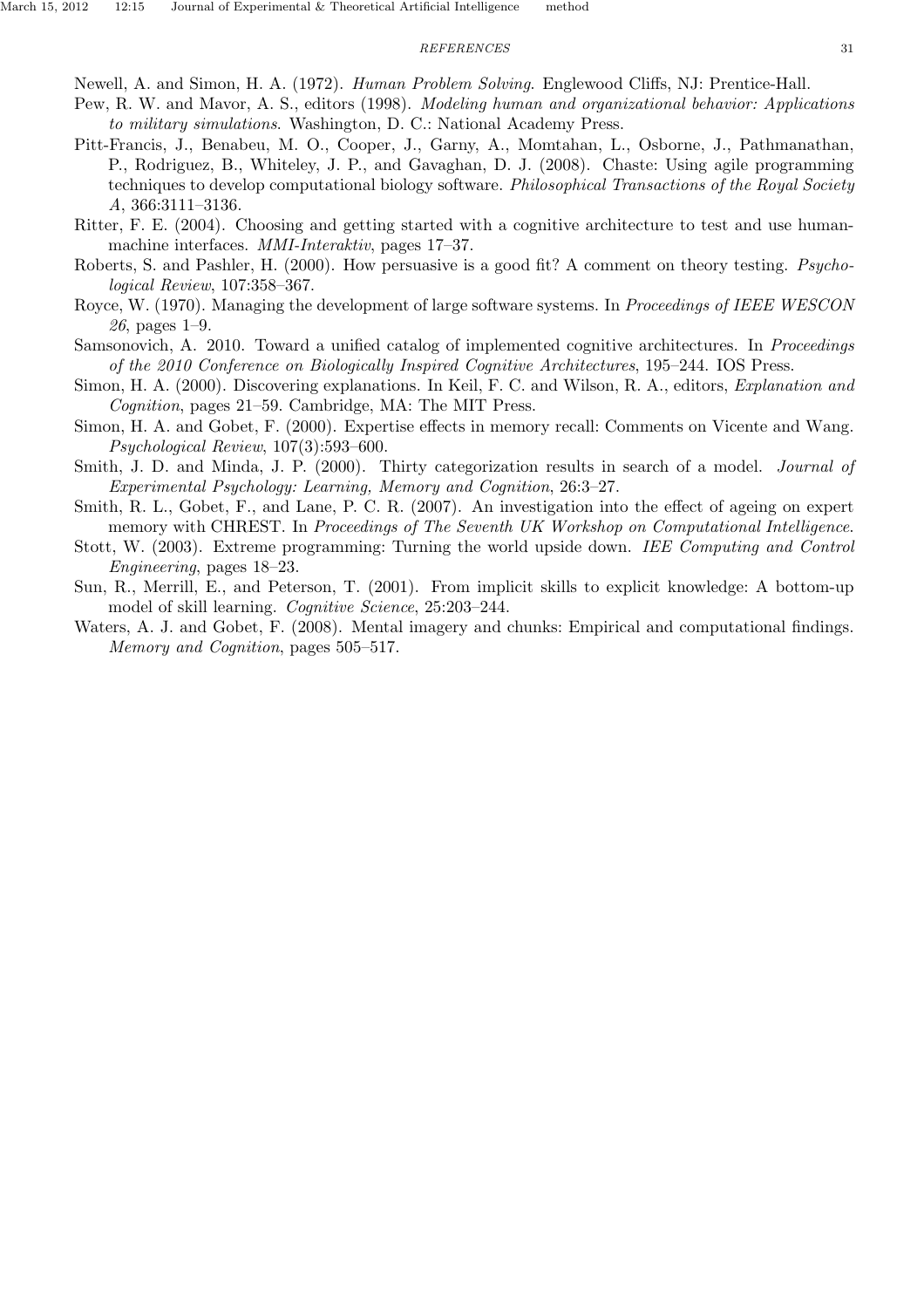Newell, A. and Simon, H. A. (1972). *Human Problem Solving*. Englewood Cliffs, NJ: Prentice-Hall.

Pew, R. W. and Mavor, A. S., editors (1998). *Modeling human and organizational behavior: Applications to military simulations*. Washington, D. C.: National Academy Press.

Pitt-Francis, J., Benabeu, M. O., Cooper, J., Garny, A., Momtahan, L., Osborne, J., Pathmanathan, P., Rodriguez, B., Whiteley, J. P., and Gavaghan, D. J. (2008). Chaste: Using agile programming techniques to develop computational biology software. *Philosophical Transactions of the Royal Society A*, 366:3111–3136.

Ritter, F. E. (2004). Choosing and getting started with a cognitive architecture to test and use human-machine interfaces. *MMI-Interaktiv*, pages 17–37.

Roberts, S. and Pashler, H. (2000). How persuasive is a good fit? A comment on theory testing. *Psychological Review*, 107:358–367.

Royce, W. (1970). Managing the development of large software systems. In *Proceedings of IEEE WESCON 26*, pages 1–9.

Samsonovich, A. 2010. Toward a unified catalog of implemented cognitive architectures. In *Proceedings of the 2010 Conference on Biologically Inspired Cognitive Architectures*, 195–244. IOS Press.

Simon, H. A. (2000). Discovering explanations. In Keil, F. C. and Wilson, R. A., editors, *Explanation and Cognition*, pages 21–59. Cambridge, MA: The MIT Press.

Simon, H. A. and Gobet, F. (2000). Expertise effects in memory recall: Comments on Vicente and Wang. *Psychological Review*, 107(3):593–600.

Smith, J. D. and Minda, J. P. (2000). Thirty categorization results in search of a model. *Journal of Experimental Psychology: Learning, Memory and Cognition*, 26:3–27.

Smith, R. L., Gobet, F., and Lane, P. C. R. (2007). An investigation into the effect of ageing on expert memory with CHREST. In *Proceedings of The Seventh UK Workshop on Computational Intelligence*.

Stott, W. (2003). Extreme programming: Turning the world upside down. *IEE Computing and Control Engineering*, pages 18–23.

Sun, R., Merrill, E., and Peterson, T. (2001). From implicit skills to explicit knowledge: A bottom-up model of skill learning. *Cognitive Science*, 25:203–244.

Waters, A. J. and Gobet, F. (2008). Mental imagery and chunks: Empirical and computational findings. *Memory and Cognition*, pages 505–517.